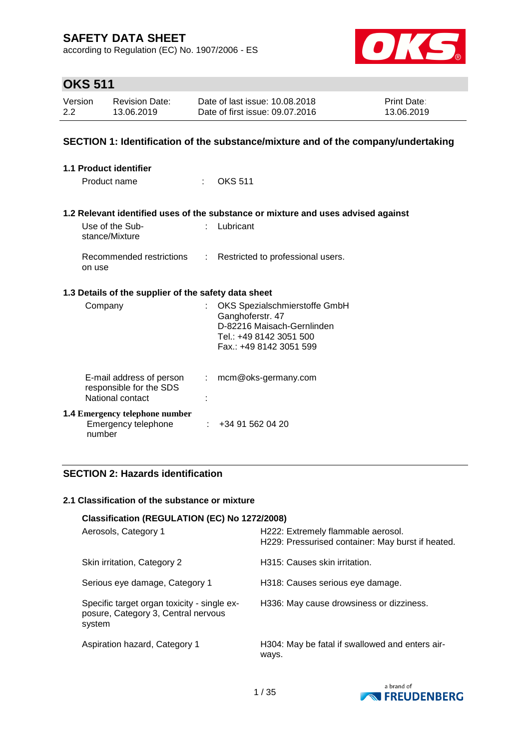# SAFETY DATA SHEET

according to Regulation (EC) No. 1907/2006 - ES

## OKS 511

| Version | Revision Date: | Date of last issue: 10.08.2018 | Print Date: |
|---|---|---|---|
| 2.2 | 13.06.2019 | Date of first issue: 09.07.2016 | 13.06.2019 |

## SECTION 1: Identification of the substance/mixture and of the company/undertaking

### 1.1 Product identifier

Product name : OKS 511

### 1.2 Relevant identified uses of the substance or mixture and uses advised against

Use of the Substance/Mixture : Lubricant

Recommended restrictions on use : Restricted to professional users.

### 1.3 Details of the supplier of the safety data sheet

Company : OKS Spezialschmierstoffe GmbH
Ganghoferstr. 47
D-82216 Maisach-Gernlinden
Tel.: +49 8142 3051 500
Fax.: +49 8142 3051 599

E-mail address of person responsible for the SDS : mcm@oks-germany.com

National contact :

### 1.4 Emergency telephone number

Emergency telephone number : +34 91 562 04 20

## SECTION 2: Hazards identification

### 2.1 Classification of the substance or mixture

**Classification (REGULATION (EC) No 1272/2008)**

| | |
|---|---|
| Aerosols, Category 1 | H222: Extremely flammable aerosol.<br>H229: Pressurised container: May burst if heated. |
| Skin irritation, Category 2 | H315: Causes skin irritation. |
| Serious eye damage, Category 1 | H318: Causes serious eye damage. |
| Specific target organ toxicity - single exposure, Category 3, Central nervous system | H336: May cause drowsiness or dizziness. |
| Aspiration hazard, Category 1 | H304: May be fatal if swallowed and enters airways. |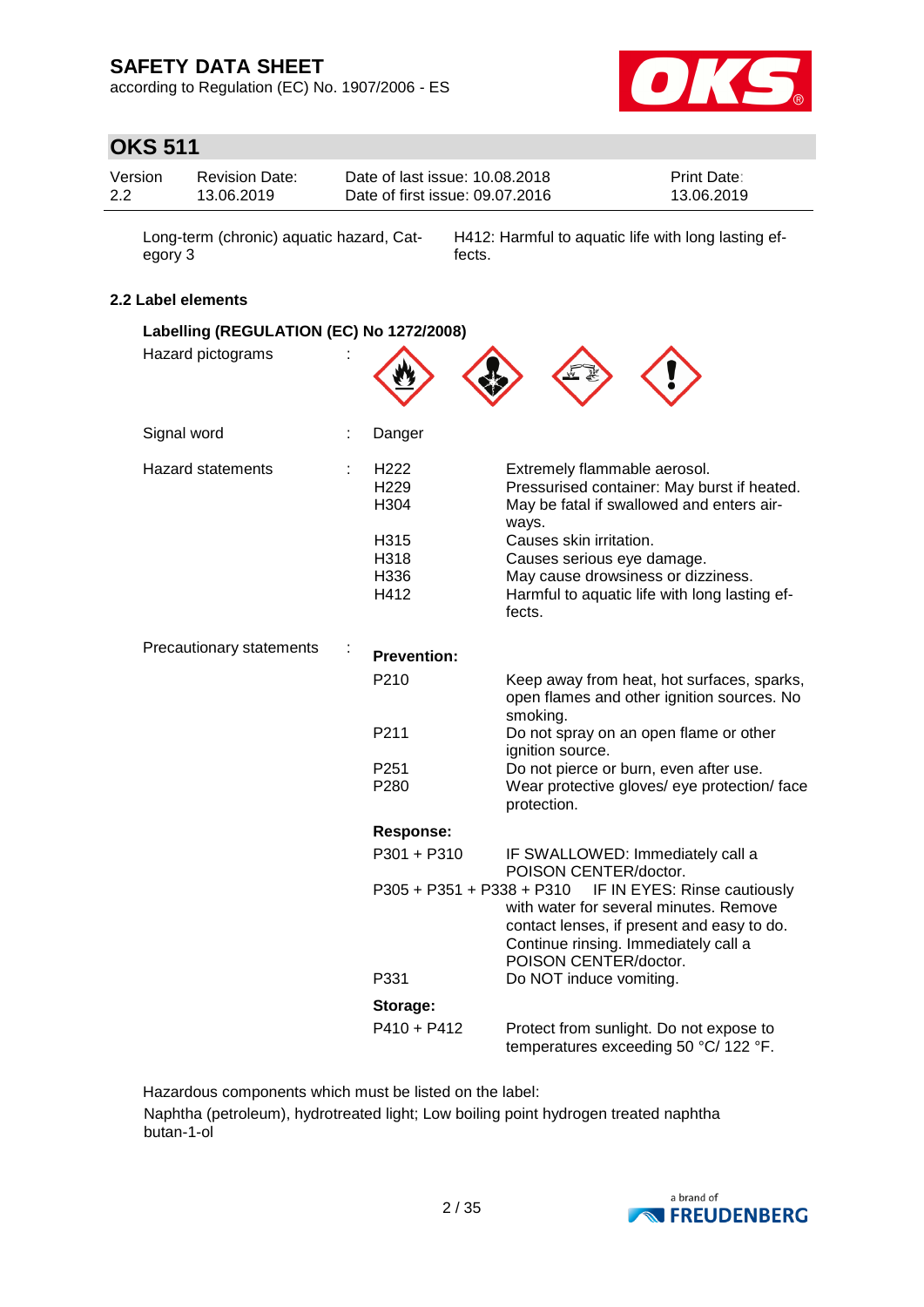| | |
|---|---|
| Long-term (chronic) aquatic hazard, Category 3 | H412: Harmful to aquatic life with long lasting effects. |

### 2.2 Label elements

**Labelling (REGULATION (EC) No 1272/2008)**

Hazard pictograms :

Signal word : Danger

Hazard statements :

| | |
|---|---|
| H222 | Extremely flammable aerosol. |
| H229 | Pressurised container: May burst if heated. |
| H304 | May be fatal if swallowed and enters airways. |
| H315 | Causes skin irritation. |
| H318 | Causes serious eye damage. |
| H336 | May cause drowsiness or dizziness. |
| H412 | Harmful to aquatic life with long lasting effects. |

Precautionary statements :

**Prevention:**

| | |
|---|---|
| P210 | Keep away from heat, hot surfaces, sparks, open flames and other ignition sources. No smoking. |
| P211 | Do not spray on an open flame or other ignition source. |
| P251 | Do not pierce or burn, even after use. |
| P280 | Wear protective gloves/ eye protection/ face protection. |

**Response:**

| | |
|---|---|
| P301 + P310 | IF SWALLOWED: Immediately call a POISON CENTER/doctor. |
| P305 + P351 + P338 + P310 | IF IN EYES: Rinse cautiously with water for several minutes. Remove contact lenses, if present and easy to do. Continue rinsing. Immediately call a POISON CENTER/doctor. |
| P331 | Do NOT induce vomiting. |

**Storage:**

| | |
|---|---|
| P410 + P412 | Protect from sunlight. Do not expose to temperatures exceeding 50 °C/ 122 °F. |

Hazardous components which must be listed on the label:

Naphtha (petroleum), hydrotreated light; Low boiling point hydrogen treated naphtha
butan-1-ol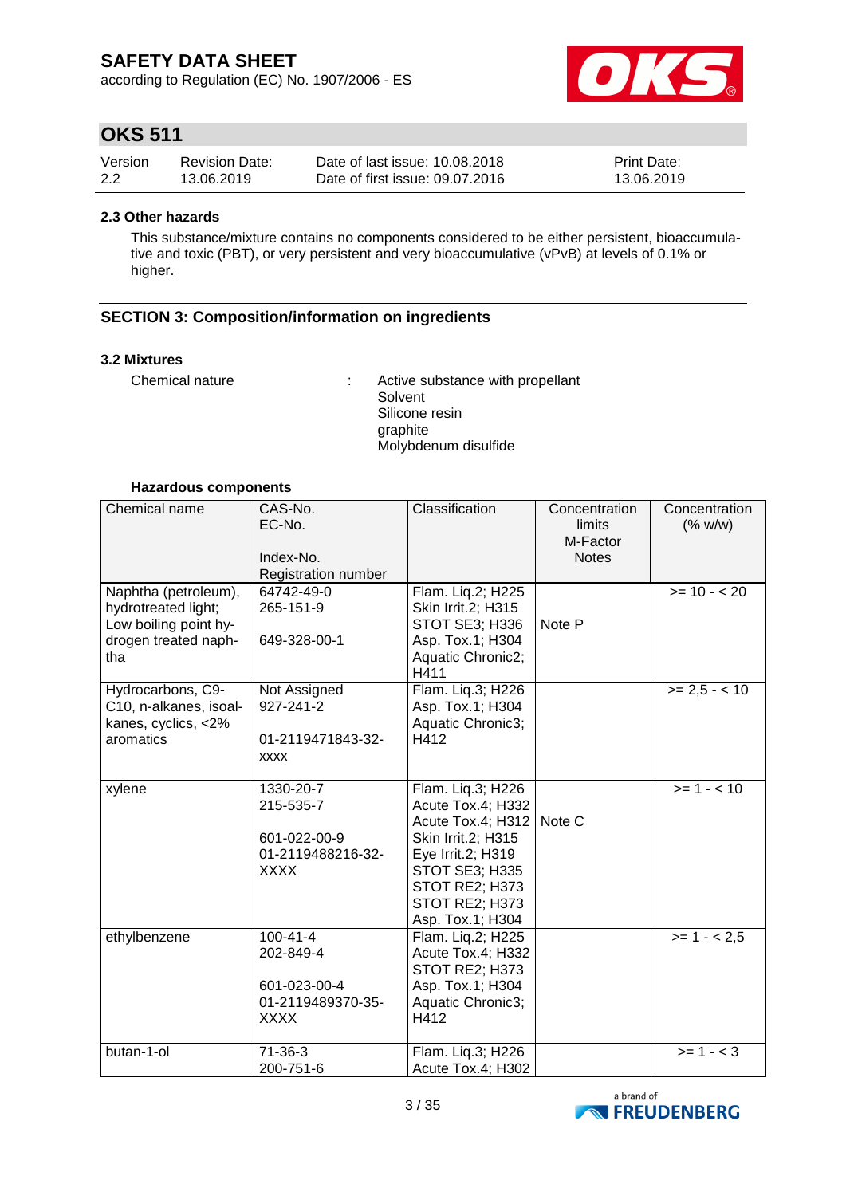#### 2.3 Other hazards

This substance/mixture contains no components considered to be either persistent, bioaccumulative and toxic (PBT), or very persistent and very bioaccumulative (vPvB) at levels of 0.1% or higher.

## SECTION 3: Composition/information on ingredients

### 3.2 Mixtures

Chemical nature : Active substance with propellant
Solvent
Silicone resin
graphite
Molybdenum disulfide

**Hazardous components**

| Chemical name | CAS-No.<br>EC-No.<br><br>Index-No.<br>Registration number | Classification | Concentration limits<br>M-Factor<br>Notes | Concentration (% w/w) |
|---|---|---|---|---|
| Naphtha (petroleum), hydrotreated light; Low boiling point hydrogen treated naphtha | 64742-49-0<br>265-151-9<br><br>649-328-00-1 | Flam. Liq.2; H225<br>Skin Irrit.2; H315<br>STOT SE3; H336<br>Asp. Tox.1; H304<br>Aquatic Chronic2; H411 | Note P | >= 10 - < 20 |
| Hydrocarbons, C9-C10, n-alkanes, isoalkanes, cyclics, <2% aromatics | Not Assigned<br>927-241-2<br><br>01-2119471843-32-XXXX | Flam. Liq.3; H226<br>Asp. Tox.1; H304<br>Aquatic Chronic3; H412 | | >= 2,5 - < 10 |
| xylene | 1330-20-7<br>215-535-7<br><br>601-022-00-9<br>01-2119488216-32-XXXX | Flam. Liq.3; H226<br>Acute Tox.4; H332<br>Acute Tox.4; H312<br>Skin Irrit.2; H315<br>Eye Irrit.2; H319<br>STOT SE3; H335<br>STOT RE2; H373<br>STOT RE2; H373<br>Asp. Tox.1; H304 | Note C | >= 1 - < 10 |
| ethylbenzene | 100-41-4<br>202-849-4<br><br>601-023-00-4<br>01-2119489370-35-XXXX | Flam. Liq.2; H225<br>Acute Tox.4; H332<br>STOT RE2; H373<br>Asp. Tox.1; H304<br>Aquatic Chronic3; H412 | | >= 1 - < 2,5 |
| butan-1-ol | 71-36-3<br>200-751-6 | Flam. Liq.3; H226<br>Acute Tox.4; H302 | | >= 1 - < 3 |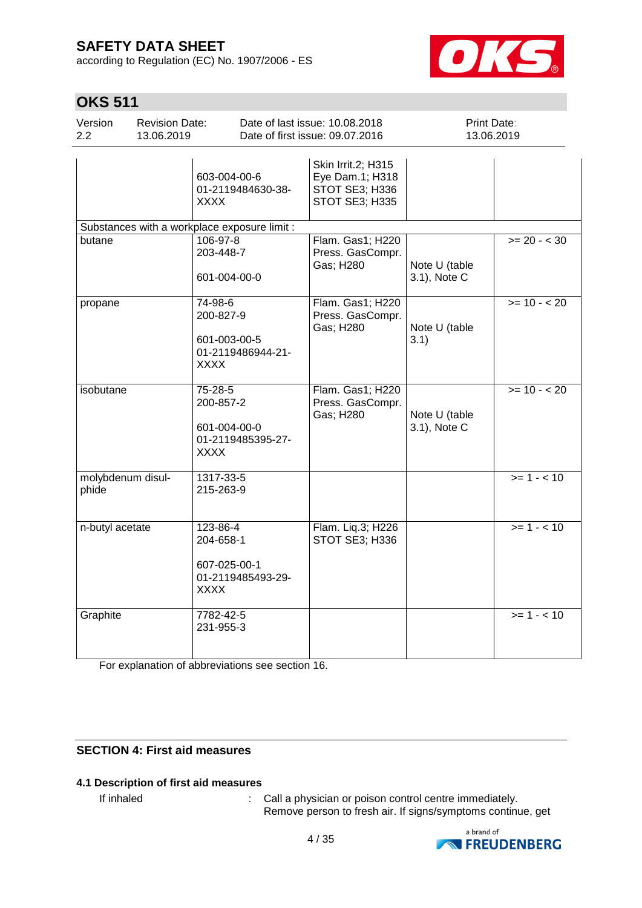| | | | | |
|---|---|---|---|---|
| | 603-004-00-6<br>01-2119484630-38-XXXX | Skin Irrit.2; H315<br>Eye Dam.1; H318<br>STOT SE3; H336<br>STOT SE3; H335 | | |
| Substances with a workplace exposure limit : | | | | |
| butane | 106-97-8<br>203-448-7<br><br>601-004-00-0 | Flam. Gas1; H220<br>Press. GasCompr. Gas; H280 | Note U (table 3.1), Note C | >= 20 - < 30 |
| propane | 74-98-6<br>200-827-9<br><br>601-003-00-5<br>01-2119486944-21-XXXX | Flam. Gas1; H220<br>Press. GasCompr. Gas; H280 | Note U (table 3.1) | >= 10 - < 20 |
| isobutane | 75-28-5<br>200-857-2<br><br>601-004-00-0<br>01-2119485395-27-XXXX | Flam. Gas1; H220<br>Press. GasCompr. Gas; H280 | Note U (table 3.1), Note C | >= 10 - < 20 |
| molybdenum disulphide | 1317-33-5<br>215-263-9 | | | >= 1 - < 10 |
| n-butyl acetate | 123-86-4<br>204-658-1<br><br>607-025-00-1<br>01-2119485493-29-XXXX | Flam. Liq.3; H226<br>STOT SE3; H336 | | >= 1 - < 10 |
| Graphite | 7782-42-5<br>231-955-3 | | | >= 1 - < 10 |

For explanation of abbreviations see section 16.

## SECTION 4: First aid measures

### 4.1 Description of first aid measures

If inhaled : Call a physician or poison control centre immediately. Remove person to fresh air. If signs/symptoms continue, get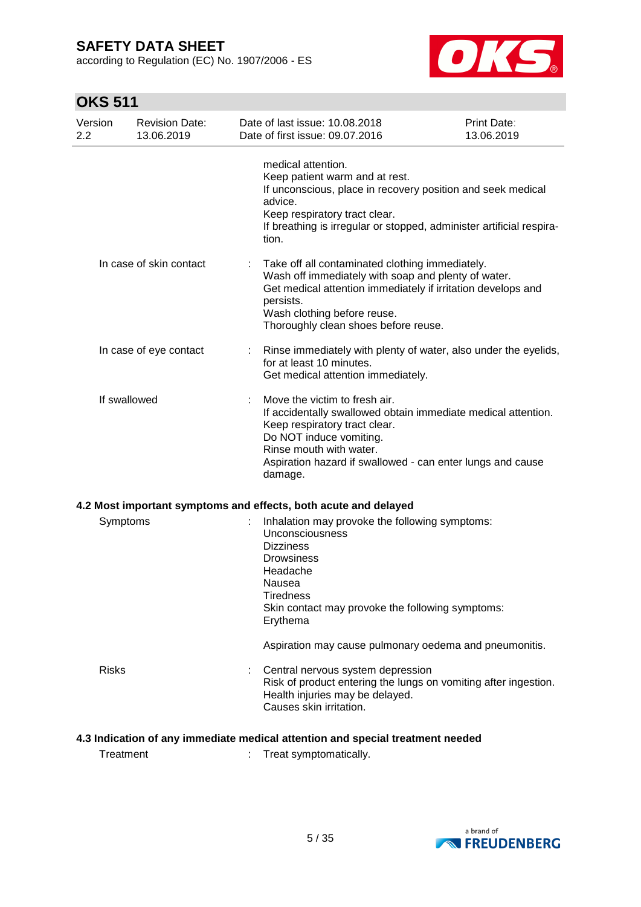medical attention.
Keep patient warm and at rest.
If unconscious, place in recovery position and seek medical advice.
Keep respiratory tract clear.
If breathing is irregular or stopped, administer artificial respiration.

| | | |
|---|---|---|
| In case of skin contact | : | Take off all contaminated clothing immediately.<br>Wash off immediately with soap and plenty of water.<br>Get medical attention immediately if irritation develops and persists.<br>Wash clothing before reuse.<br>Thoroughly clean shoes before reuse. |
| In case of eye contact | : | Rinse immediately with plenty of water, also under the eyelids, for at least 10 minutes.<br>Get medical attention immediately. |
| If swallowed | : | Move the victim to fresh air.<br>If accidentally swallowed obtain immediate medical attention.<br>Keep respiratory tract clear.<br>Do NOT induce vomiting.<br>Rinse mouth with water.<br>Aspiration hazard if swallowed - can enter lungs and cause damage. |

### 4.2 Most important symptoms and effects, both acute and delayed

| | | |
|---|---|---|
| Symptoms | : | Inhalation may provoke the following symptoms:<br>Unconsciousness<br>Dizziness<br>Drowsiness<br>Headache<br>Nausea<br>Tiredness<br>Skin contact may provoke the following symptoms:<br>Erythema<br><br>Aspiration may cause pulmonary oedema and pneumonitis. |
| Risks | : | Central nervous system depression<br>Risk of product entering the lungs on vomiting after ingestion.<br>Health injuries may be delayed.<br>Causes skin irritation. |

### 4.3 Indication of any immediate medical attention and special treatment needed

| | | |
|---|---|---|
| Treatment | : | Treat symptomatically. |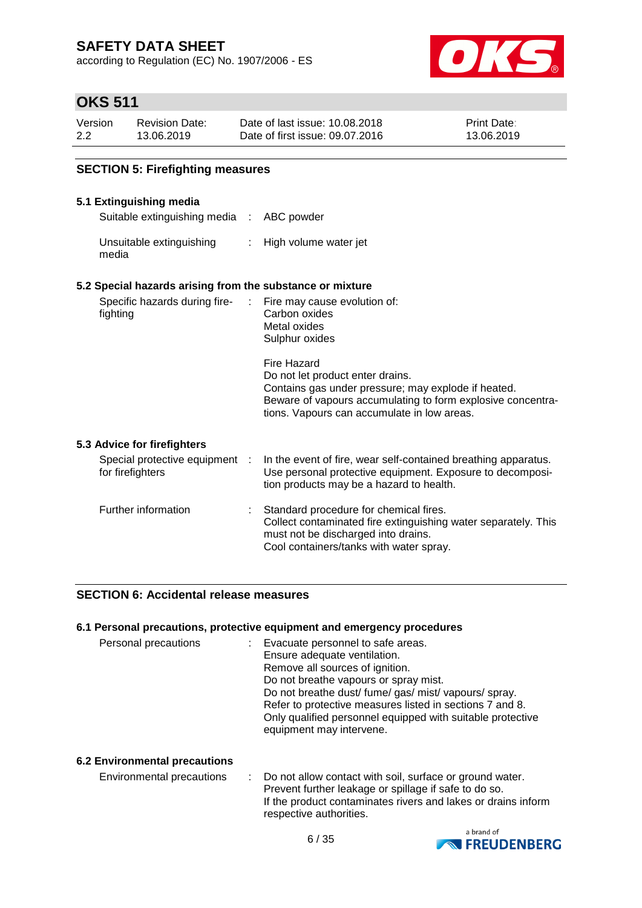## SECTION 5: Firefighting measures

### 5.1 Extinguishing media

| | | |
|---|---|---|
| Suitable extinguishing media | : | ABC powder |
| Unsuitable extinguishing media | : | High volume water jet |

### 5.2 Special hazards arising from the substance or mixture

| | | |
|---|---|---|
| Specific hazards during fire-fighting | : | Fire may cause evolution of:<br>Carbon oxides<br>Metal oxides<br>Sulphur oxides<br><br>Fire Hazard<br>Do not let product enter drains.<br>Contains gas under pressure; may explode if heated.<br>Beware of vapours accumulating to form explosive concentrations. Vapours can accumulate in low areas. |

### 5.3 Advice for firefighters

| | | |
|---|---|---|
| Special protective equipment for firefighters | : | In the event of fire, wear self-contained breathing apparatus.<br>Use personal protective equipment. Exposure to decomposition products may be a hazard to health. |
| Further information | : | Standard procedure for chemical fires.<br>Collect contaminated fire extinguishing water separately. This must not be discharged into drains.<br>Cool containers/tanks with water spray. |

## SECTION 6: Accidental release measures

### 6.1 Personal precautions, protective equipment and emergency procedures

| | | |
|---|---|---|
| Personal precautions | : | Evacuate personnel to safe areas.<br>Ensure adequate ventilation.<br>Remove all sources of ignition.<br>Do not breathe vapours or spray mist.<br>Do not breathe dust/ fume/ gas/ mist/ vapours/ spray.<br>Refer to protective measures listed in sections 7 and 8.<br>Only qualified personnel equipped with suitable protective equipment may intervene. |

### 6.2 Environmental precautions

| | | |
|---|---|---|
| Environmental precautions | : | Do not allow contact with soil, surface or ground water.<br>Prevent further leakage or spillage if safe to do so.<br>If the product contaminates rivers and lakes or drains inform respective authorities. |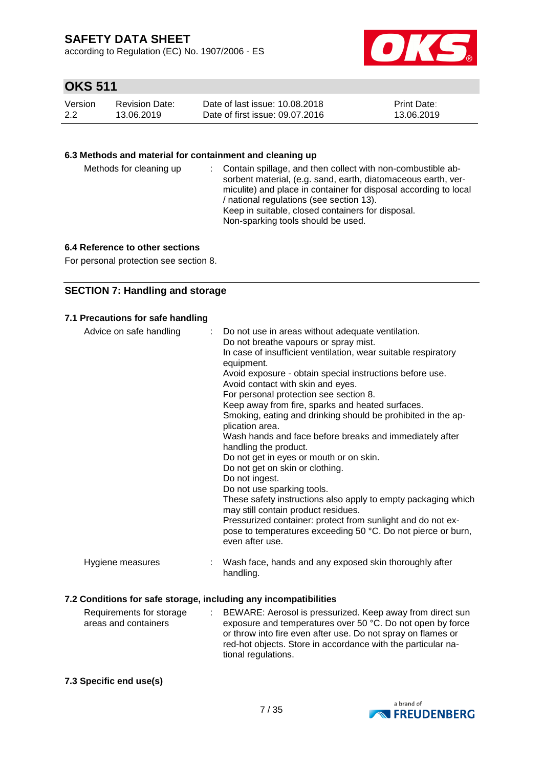### 6.3 Methods and material for containment and cleaning up

Methods for cleaning up : Contain spillage, and then collect with non-combustible absorbent material, (e.g. sand, earth, diatomaceous earth, vermiculite) and place in container for disposal according to local / national regulations (see section 13).
Keep in suitable, closed containers for disposal.
Non-sparking tools should be used.

### 6.4 Reference to other sections

For personal protection see section 8.

## SECTION 7: Handling and storage

### 7.1 Precautions for safe handling

Advice on safe handling : Do not use in areas without adequate ventilation.
Do not breathe vapours or spray mist.
In case of insufficient ventilation, wear suitable respiratory equipment.
Avoid exposure - obtain special instructions before use.
Avoid contact with skin and eyes.
For personal protection see section 8.
Keep away from fire, sparks and heated surfaces.
Smoking, eating and drinking should be prohibited in the application area.
Wash hands and face before breaks and immediately after handling the product.
Do not get in eyes or mouth or on skin.
Do not get on skin or clothing.
Do not ingest.
Do not use sparking tools.
These safety instructions also apply to empty packaging which may still contain product residues.
Pressurized container: protect from sunlight and do not expose to temperatures exceeding 50 °C. Do not pierce or burn, even after use.

Hygiene measures : Wash face, hands and any exposed skin thoroughly after handling.

### 7.2 Conditions for safe storage, including any incompatibilities

Requirements for storage areas and containers : BEWARE: Aerosol is pressurized. Keep away from direct sun exposure and temperatures over 50 °C. Do not open by force or throw into fire even after use. Do not spray on flames or red-hot objects. Store in accordance with the particular national regulations.

### 7.3 Specific end use(s)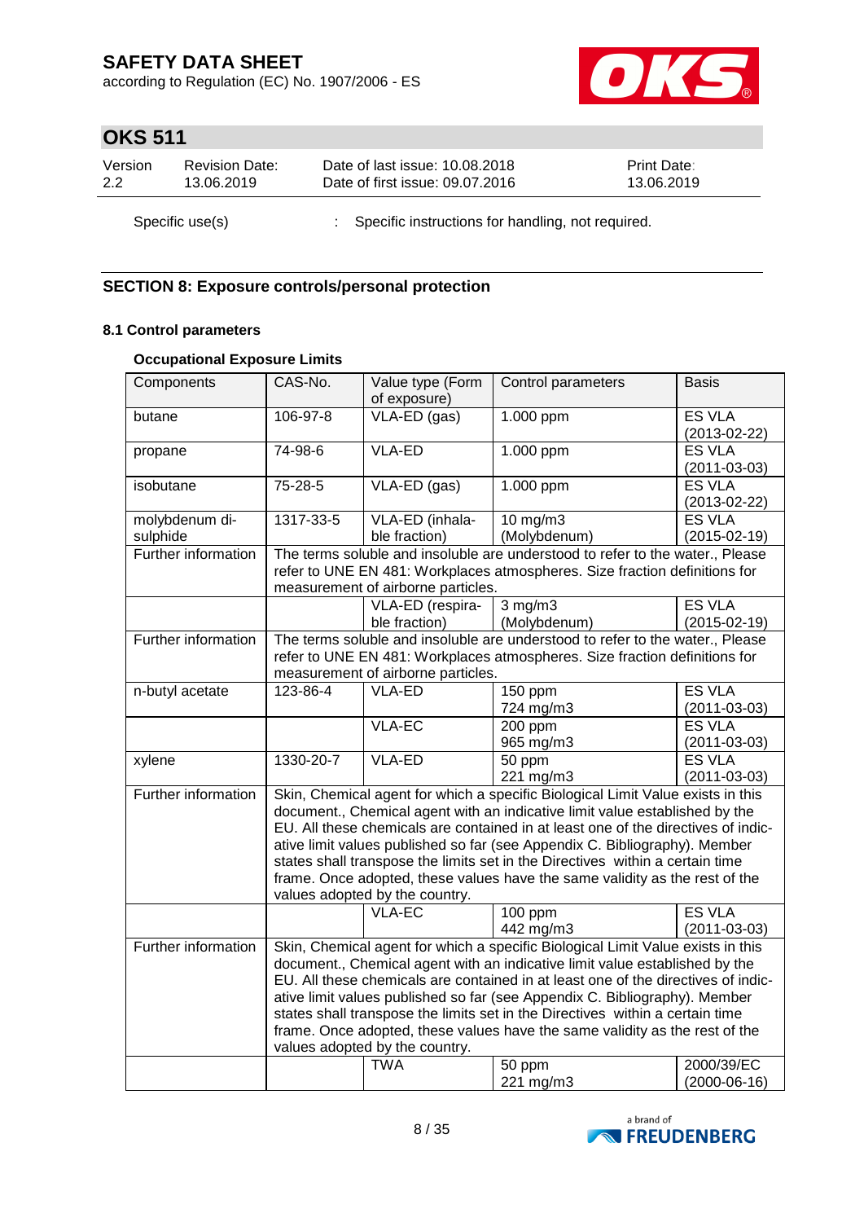Specific use(s) : Specific instructions for handling, not required.

## SECTION 8: Exposure controls/personal protection

### 8.1 Control parameters

**Occupational Exposure Limits**

| Components | CAS-No. | Value type (Form of exposure) | Control parameters | Basis |
|---|---|---|---|---|
| butane | 106-97-8 | VLA-ED (gas) | 1.000 ppm | ES VLA (2013-02-22) |
| propane | 74-98-6 | VLA-ED | 1.000 ppm | ES VLA (2011-03-03) |
| isobutane | 75-28-5 | VLA-ED (gas) | 1.000 ppm | ES VLA (2013-02-22) |
| molybdenum di-sulphide | 1317-33-5 | VLA-ED (inhalable fraction) | 10 mg/m3 (Molybdenum) | ES VLA (2015-02-19) |
| Further information | The terms soluble and insoluble are understood to refer to the water., Please refer to UNE EN 481: Workplaces atmospheres. Size fraction definitions for measurement of airborne particles. | | | |
| | | VLA-ED (respirable fraction) | 3 mg/m3 (Molybdenum) | ES VLA (2015-02-19) |
| Further information | The terms soluble and insoluble are understood to refer to the water., Please refer to UNE EN 481: Workplaces atmospheres. Size fraction definitions for measurement of airborne particles. | | | |
| n-butyl acetate | 123-86-4 | VLA-ED | 150 ppm 724 mg/m3 | ES VLA (2011-03-03) |
| | | VLA-EC | 200 ppm 965 mg/m3 | ES VLA (2011-03-03) |
| xylene | 1330-20-7 | VLA-ED | 50 ppm 221 mg/m3 | ES VLA (2011-03-03) |
| Further information | Skin, Chemical agent for which a specific Biological Limit Value exists in this document., Chemical agent with an indicative limit value established by the EU. All these chemicals are contained in at least one of the directives of indicative limit values published so far (see Appendix C. Bibliography). Member states shall transpose the limits set in the Directives within a certain time frame. Once adopted, these values have the same validity as the rest of the values adopted by the country. | | | |
| | | VLA-EC | 100 ppm 442 mg/m3 | ES VLA (2011-03-03) |
| Further information | Skin, Chemical agent for which a specific Biological Limit Value exists in this document., Chemical agent with an indicative limit value established by the EU. All these chemicals are contained in at least one of the directives of indicative limit values published so far (see Appendix C. Bibliography). Member states shall transpose the limits set in the Directives within a certain time frame. Once adopted, these values have the same validity as the rest of the values adopted by the country. | | | |
| | | TWA | 50 ppm 221 mg/m3 | 2000/39/EC (2000-06-16) |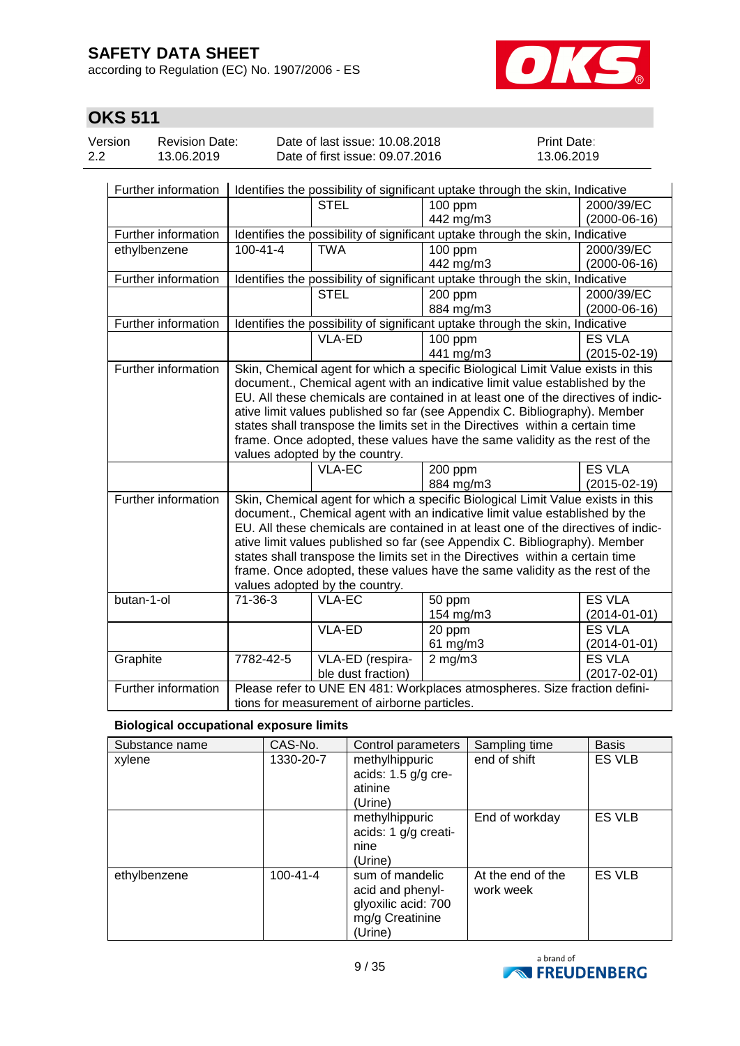| | | | | |
|---|---|---|---|---|
| Further information | Identifies the possibility of significant uptake through the skin, Indicative | | | |
| | | STEL | 100 ppm<br>442 mg/m3 | 2000/39/EC<br>(2000-06-16) |
| Further information | Identifies the possibility of significant uptake through the skin, Indicative | | | |
| ethylbenzene | 100-41-4 | TWA | 100 ppm<br>442 mg/m3 | 2000/39/EC<br>(2000-06-16) |
| Further information | Identifies the possibility of significant uptake through the skin, Indicative | | | |
| | | STEL | 200 ppm<br>884 mg/m3 | 2000/39/EC<br>(2000-06-16) |
| Further information | Identifies the possibility of significant uptake through the skin, Indicative | | | |
| | | VLA-ED | 100 ppm<br>441 mg/m3 | ES VLA<br>(2015-02-19) |
| Further information | Skin, Chemical agent for which a specific Biological Limit Value exists in this document., Chemical agent with an indicative limit value established by the EU. All these chemicals are contained in at least one of the directives of indicative limit values published so far (see Appendix C. Bibliography). Member states shall transpose the limits set in the Directives within a certain time frame. Once adopted, these values have the same validity as the rest of the values adopted by the country. | | | |
| | | VLA-EC | 200 ppm<br>884 mg/m3 | ES VLA<br>(2015-02-19) |
| Further information | Skin, Chemical agent for which a specific Biological Limit Value exists in this document., Chemical agent with an indicative limit value established by the EU. All these chemicals are contained in at least one of the directives of indicative limit values published so far (see Appendix C. Bibliography). Member states shall transpose the limits set in the Directives within a certain time frame. Once adopted, these values have the same validity as the rest of the values adopted by the country. | | | |
| butan-1-ol | 71-36-3 | VLA-EC | 50 ppm<br>154 mg/m3 | ES VLA<br>(2014-01-01) |
| | | VLA-ED | 20 ppm<br>61 mg/m3 | ES VLA<br>(2014-01-01) |
| Graphite | 7782-42-5 | VLA-ED (respirable dust fraction) | 2 mg/m3 | ES VLA<br>(2017-02-01) |
| Further information | Please refer to UNE EN 481: Workplaces atmospheres. Size fraction definitions for measurement of airborne particles. | | | |

**Biological occupational exposure limits**

| Substance name | CAS-No. | Control parameters | Sampling time | Basis |
|---|---|---|---|---|
| xylene | 1330-20-7 | methylhippuric acids: 1.5 g/g creatinine (Urine) | end of shift | ES VLB |
| | | methylhippuric acids: 1 g/g creatinine (Urine) | End of workday | ES VLB |
| ethylbenzene | 100-41-4 | sum of mandelic acid and phenylglyoxilic acid: 700 mg/g Creatinine (Urine) | At the end of the work week | ES VLB |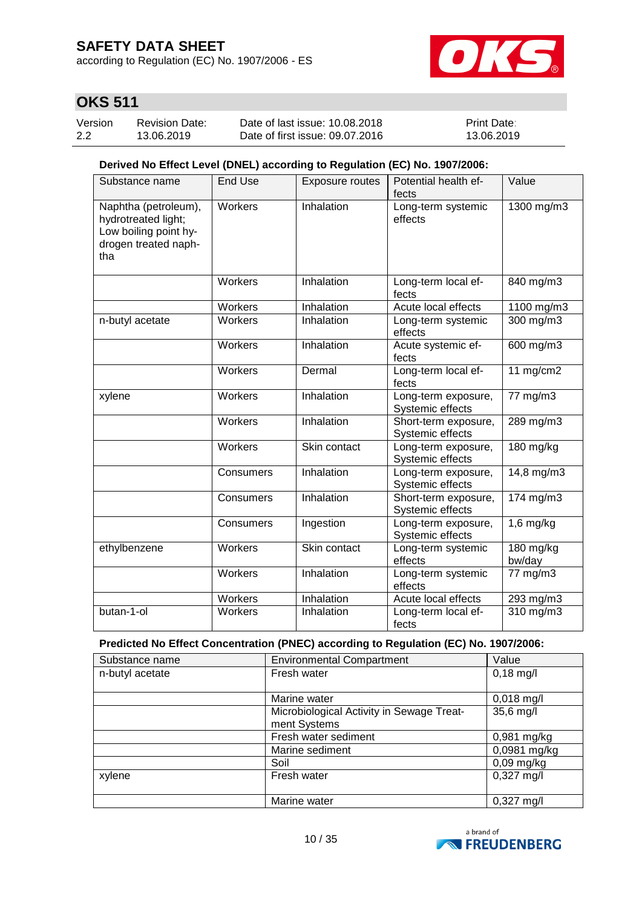**Derived No Effect Level (DNEL) according to Regulation (EC) No. 1907/2006:**

| Substance name | End Use | Exposure routes | Potential health effects | Value |
|---|---|---|---|---|
| Naphtha (petroleum), hydrotreated light; Low boiling point hydrogen treated naphtha | Workers | Inhalation | Long-term systemic effects | 1300 mg/m3 |
| | Workers | Inhalation | Long-term local effects | 840 mg/m3 |
| | Workers | Inhalation | Acute local effects | 1100 mg/m3 |
| n-butyl acetate | Workers | Inhalation | Long-term systemic effects | 300 mg/m3 |
| | Workers | Inhalation | Acute systemic effects | 600 mg/m3 |
| | Workers | Dermal | Long-term local effects | 11 mg/cm2 |
| xylene | Workers | Inhalation | Long-term exposure, Systemic effects | 77 mg/m3 |
| | Workers | Inhalation | Short-term exposure, Systemic effects | 289 mg/m3 |
| | Workers | Skin contact | Long-term exposure, Systemic effects | 180 mg/kg |
| | Consumers | Inhalation | Long-term exposure, Systemic effects | 14,8 mg/m3 |
| | Consumers | Inhalation | Short-term exposure, Systemic effects | 174 mg/m3 |
| | Consumers | Ingestion | Long-term exposure, Systemic effects | 1,6 mg/kg |
| ethylbenzene | Workers | Skin contact | Long-term systemic effects | 180 mg/kg bw/day |
| | Workers | Inhalation | Long-term systemic effects | 77 mg/m3 |
| | Workers | Inhalation | Acute local effects | 293 mg/m3 |
| butan-1-ol | Workers | Inhalation | Long-term local effects | 310 mg/m3 |

**Predicted No Effect Concentration (PNEC) according to Regulation (EC) No. 1907/2006:**

| Substance name | Environmental Compartment | Value |
|---|---|---|
| n-butyl acetate | Fresh water | 0,18 mg/l |
| | Marine water | 0,018 mg/l |
| | Microbiological Activity in Sewage Treatment Systems | 35,6 mg/l |
| | Fresh water sediment | 0,981 mg/kg |
| | Marine sediment | 0,0981 mg/kg |
| | Soil | 0,09 mg/kg |
| xylene | Fresh water | 0,327 mg/l |
| | Marine water | 0,327 mg/l |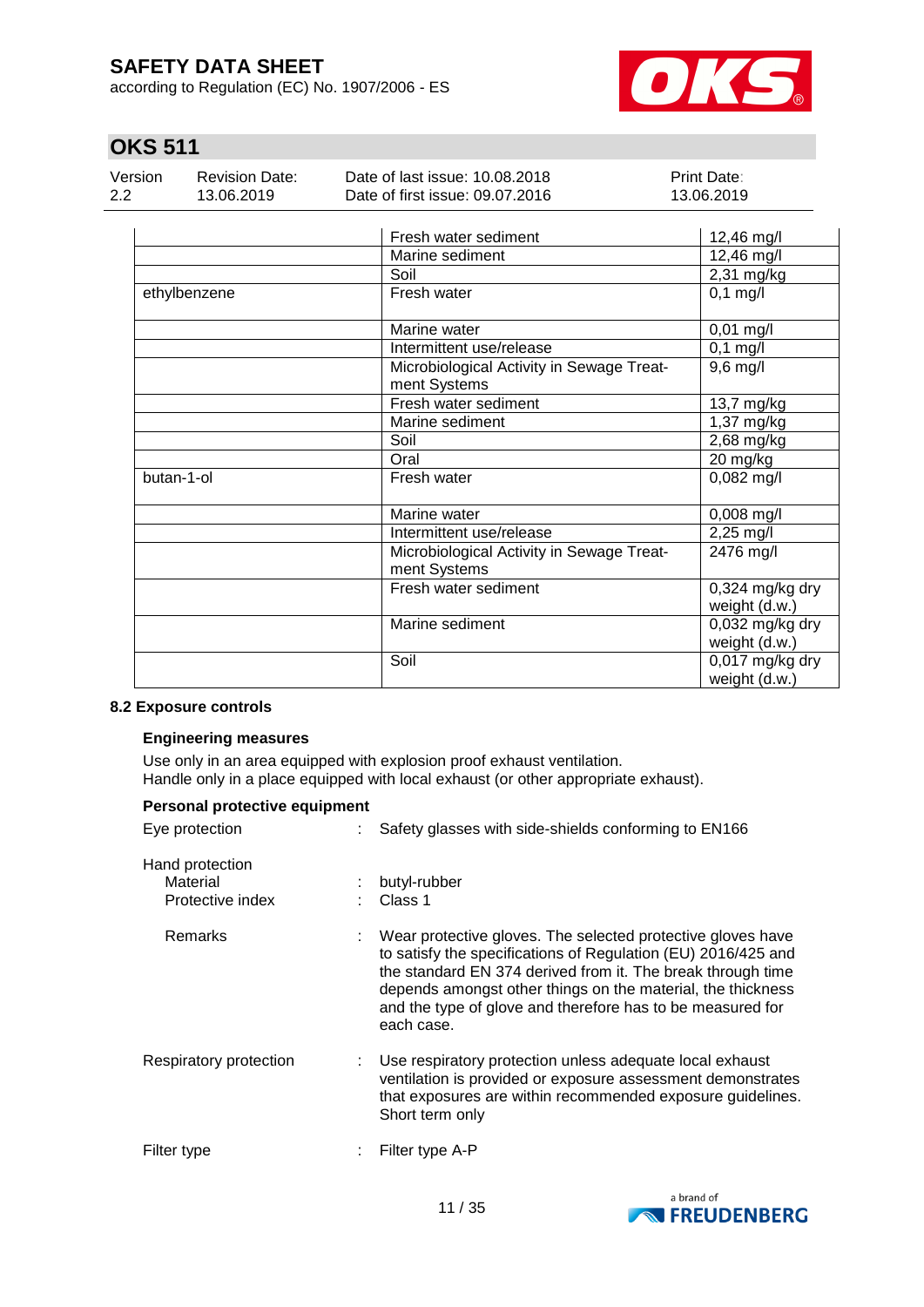| | | |
|---|---|---|
| | Fresh water sediment | 12,46 mg/l |
| | Marine sediment | 12,46 mg/l |
| | Soil | 2,31 mg/kg |
| ethylbenzene | Fresh water | 0,1 mg/l |
| | Marine water | 0,01 mg/l |
| | Intermittent use/release | 0,1 mg/l |
| | Microbiological Activity in Sewage Treatment Systems | 9,6 mg/l |
| | Fresh water sediment | 13,7 mg/kg |
| | Marine sediment | 1,37 mg/kg |
| | Soil | 2,68 mg/kg |
| | Oral | 20 mg/kg |
| butan-1-ol | Fresh water | 0,082 mg/l |
| | Marine water | 0,008 mg/l |
| | Intermittent use/release | 2,25 mg/l |
| | Microbiological Activity in Sewage Treatment Systems | 2476 mg/l |
| | Fresh water sediment | 0,324 mg/kg dry weight (d.w.) |
| | Marine sediment | 0,032 mg/kg dry weight (d.w.) |
| | Soil | 0,017 mg/kg dry weight (d.w.) |

**8.2 Exposure controls**

**Engineering measures**

Use only in an area equipped with explosion proof exhaust ventilation.
Handle only in a place equipped with local exhaust (or other appropriate exhaust).

**Personal protective equipment**

Eye protection : Safety glasses with side-shields conforming to EN166

Hand protection
- Material : butyl-rubber
- Protective index : Class 1
- Remarks : Wear protective gloves. The selected protective gloves have to satisfy the specifications of Regulation (EU) 2016/425 and the standard EN 374 derived from it. The break through time depends amongst other things on the material, the thickness and the type of glove and therefore has to be measured for each case.

Respiratory protection : Use respiratory protection unless adequate local exhaust ventilation is provided or exposure assessment demonstrates that exposures are within recommended exposure guidelines. Short term only

Filter type : Filter type A-P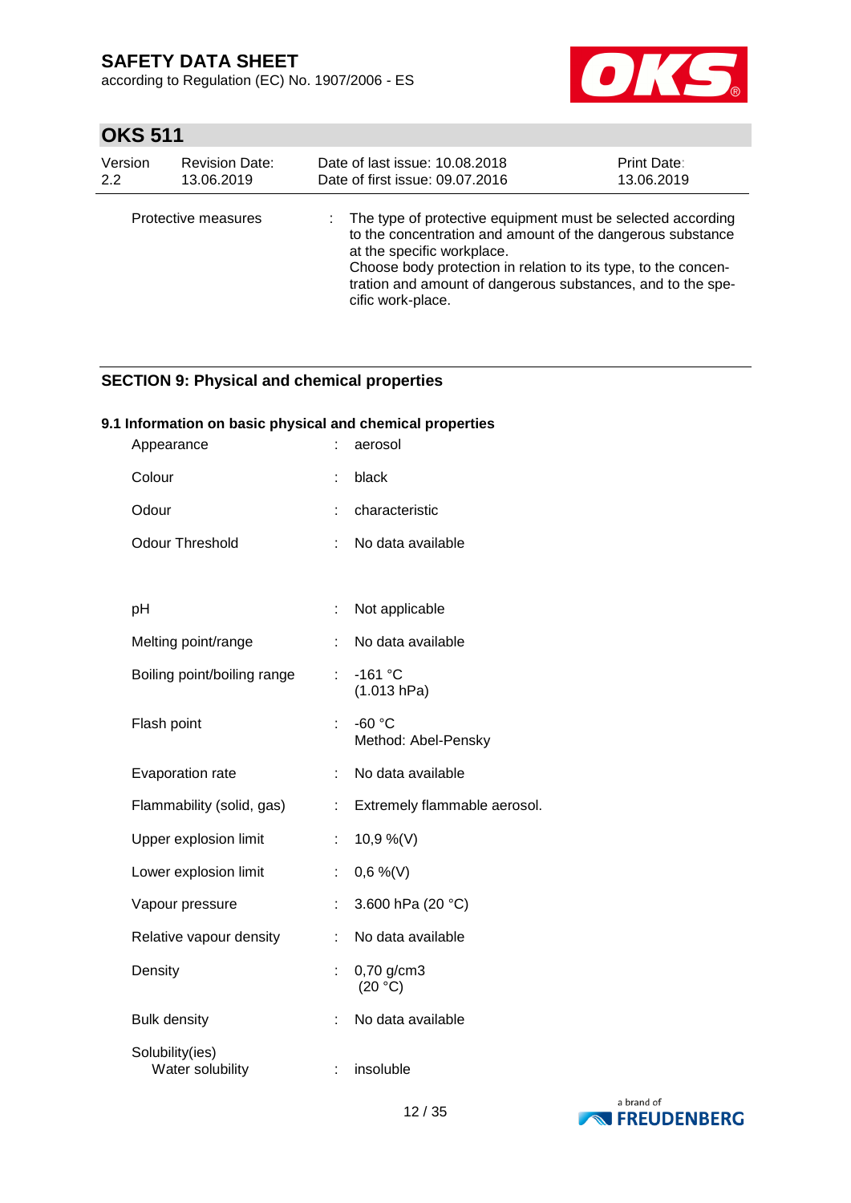Protective measures : The type of protective equipment must be selected according to the concentration and amount of the dangerous substance at the specific workplace.
Choose body protection in relation to its type, to the concentration and amount of dangerous substances, and to the specific work-place.

## SECTION 9: Physical and chemical properties

### 9.1 Information on basic physical and chemical properties

| | | |
|---|---|---|
| Appearance | : | aerosol |
| Colour | : | black |
| Odour | : | characteristic |
| Odour Threshold | : | No data available |
| pH | : | Not applicable |
| Melting point/range | : | No data available |
| Boiling point/boiling range | : | -161 °C (1.013 hPa) |
| Flash point | : | -60 °C Method: Abel-Pensky |
| Evaporation rate | : | No data available |
| Flammability (solid, gas) | : | Extremely flammable aerosol. |
| Upper explosion limit | : | 10,9 %(V) |
| Lower explosion limit | : | 0,6 %(V) |
| Vapour pressure | : | 3.600 hPa (20 °C) |
| Relative vapour density | : | No data available |
| Density | : | 0,70 g/cm3 (20 °C) |
| Bulk density | : | No data available |
| Solubility(ies) Water solubility | : | insoluble |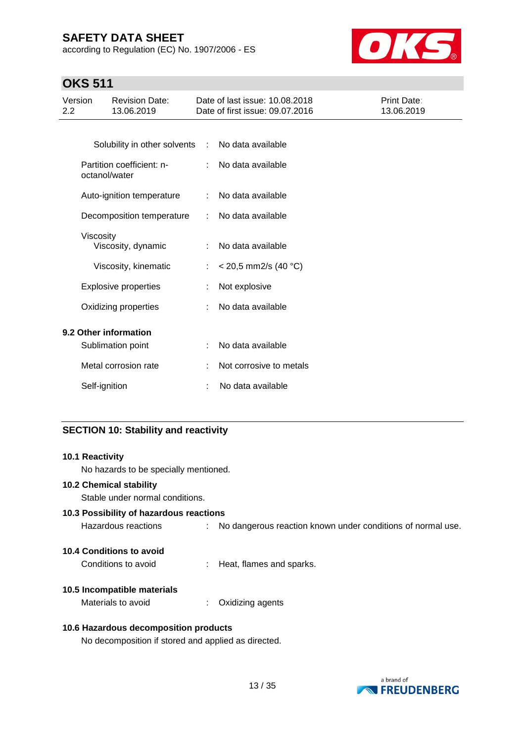| | | |
|---|---|---|
| Solubility in other solvents | : | No data available |
| Partition coefficient: n-octanol/water | : | No data available |
| Auto-ignition temperature | : | No data available |
| Decomposition temperature | : | No data available |
| Viscosity | | |
| Viscosity, dynamic | : | No data available |
| Viscosity, kinematic | : | < 20,5 mm2/s (40 °C) |
| Explosive properties | : | Not explosive |
| Oxidizing properties | : | No data available |

**9.2 Other information**

| | | |
|---|---|---|
| Sublimation point | : | No data available |
| Metal corrosion rate | : | Not corrosive to metals |
| Self-ignition | : | No data available |

## SECTION 10: Stability and reactivity

**10.1 Reactivity**

No hazards to be specially mentioned.

**10.2 Chemical stability**

Stable under normal conditions.

**10.3 Possibility of hazardous reactions**

Hazardous reactions : No dangerous reaction known under conditions of normal use.

**10.4 Conditions to avoid**

Conditions to avoid : Heat, flames and sparks.

**10.5 Incompatible materials**

Materials to avoid : Oxidizing agents

**10.6 Hazardous decomposition products**

No decomposition if stored and applied as directed.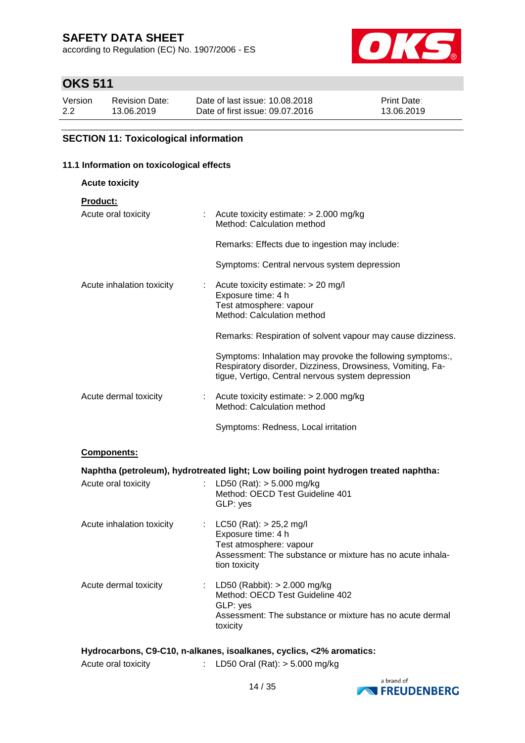## SECTION 11: Toxicological information

### 11.1 Information on toxicological effects

**Acute toxicity**

**Product:**

| | |
|---|---|
| Acute oral toxicity | : Acute toxicity estimate: > 2.000 mg/kg<br>Method: Calculation method<br><br>Remarks: Effects due to ingestion may include:<br><br>Symptoms: Central nervous system depression |
| Acute inhalation toxicity | : Acute toxicity estimate: > 20 mg/l<br>Exposure time: 4 h<br>Test atmosphere: vapour<br>Method: Calculation method<br><br>Remarks: Respiration of solvent vapour may cause dizziness.<br><br>Symptoms: Inhalation may provoke the following symptoms:, Respiratory disorder, Dizziness, Drowsiness, Vomiting, Fatigue, Vertigo, Central nervous system depression |
| Acute dermal toxicity | : Acute toxicity estimate: > 2.000 mg/kg<br>Method: Calculation method<br><br>Symptoms: Redness, Local irritation |

**Components:**

**Naphtha (petroleum), hydrotreated light; Low boiling point hydrogen treated naphtha:**

| | |
|---|---|
| Acute oral toxicity | : LD50 (Rat): > 5.000 mg/kg<br>Method: OECD Test Guideline 401<br>GLP: yes |
| Acute inhalation toxicity | : LC50 (Rat): > 25,2 mg/l<br>Exposure time: 4 h<br>Test atmosphere: vapour<br>Assessment: The substance or mixture has no acute inhalation toxicity |
| Acute dermal toxicity | : LD50 (Rabbit): > 2.000 mg/kg<br>Method: OECD Test Guideline 402<br>GLP: yes<br>Assessment: The substance or mixture has no acute dermal toxicity |

**Hydrocarbons, C9-C10, n-alkanes, isoalkanes, cyclics, <2% aromatics:**

| | |
|---|---|
| Acute oral toxicity | : LD50 Oral (Rat): > 5.000 mg/kg |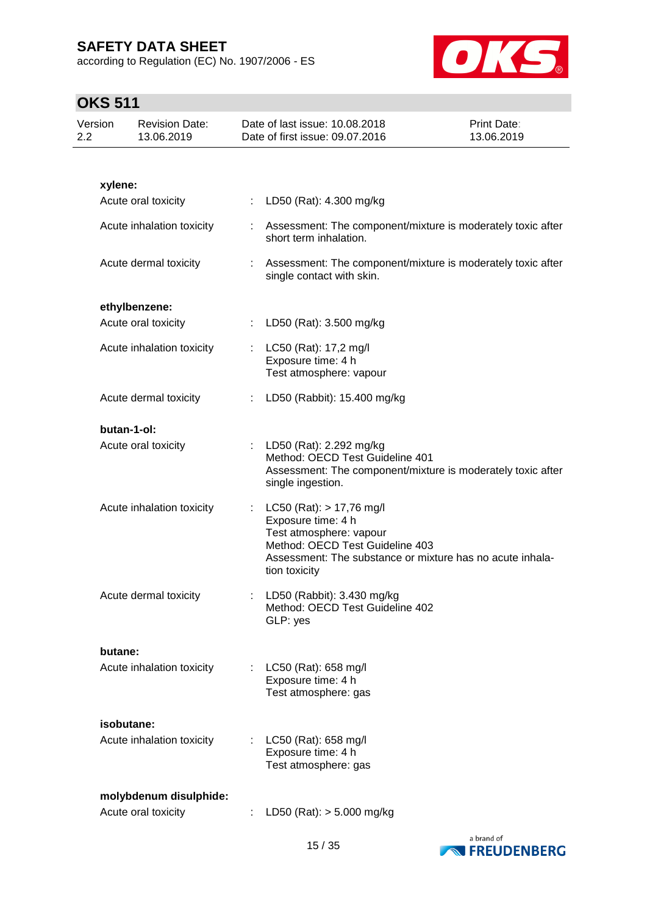**xylene:**

| | | |
|---|---|---|
| Acute oral toxicity | : | LD50 (Rat): 4.300 mg/kg |
| Acute inhalation toxicity | : | Assessment: The component/mixture is moderately toxic after short term inhalation. |
| Acute dermal toxicity | : | Assessment: The component/mixture is moderately toxic after single contact with skin. |

**ethylbenzene:**

| | | |
|---|---|---|
| Acute oral toxicity | : | LD50 (Rat): 3.500 mg/kg |
| Acute inhalation toxicity | : | LC50 (Rat): 17,2 mg/l<br>Exposure time: 4 h<br>Test atmosphere: vapour |
| Acute dermal toxicity | : | LD50 (Rabbit): 15.400 mg/kg |

**butan-1-ol:**

| | | |
|---|---|---|
| Acute oral toxicity | : | LD50 (Rat): 2.292 mg/kg<br>Method: OECD Test Guideline 401<br>Assessment: The component/mixture is moderately toxic after single ingestion. |
| Acute inhalation toxicity | : | LC50 (Rat): > 17,76 mg/l<br>Exposure time: 4 h<br>Test atmosphere: vapour<br>Method: OECD Test Guideline 403<br>Assessment: The substance or mixture has no acute inhalation toxicity |
| Acute dermal toxicity | : | LD50 (Rabbit): 3.430 mg/kg<br>Method: OECD Test Guideline 402<br>GLP: yes |

**butane:**

| | | |
|---|---|---|
| Acute inhalation toxicity | : | LC50 (Rat): 658 mg/l<br>Exposure time: 4 h<br>Test atmosphere: gas |

**isobutane:**

| | | |
|---|---|---|
| Acute inhalation toxicity | : | LC50 (Rat): 658 mg/l<br>Exposure time: 4 h<br>Test atmosphere: gas |

**molybdenum disulphide:**

| | | |
|---|---|---|
| Acute oral toxicity | : | LD50 (Rat): > 5.000 mg/kg |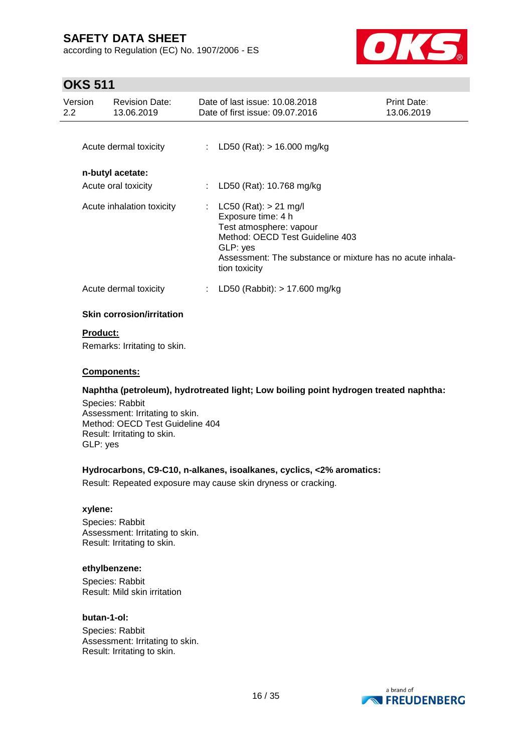| | | |
|---|---|---|
| Acute dermal toxicity | : | LD50 (Rat): > 16.000 mg/kg |

**n-butyl acetate:**

| | | |
|---|---|---|
| Acute oral toxicity | : | LD50 (Rat): 10.768 mg/kg |
| Acute inhalation toxicity | : | LC50 (Rat): > 21 mg/l<br>Exposure time: 4 h<br>Test atmosphere: vapour<br>Method: OECD Test Guideline 403<br>GLP: yes<br>Assessment: The substance or mixture has no acute inhalation toxicity |
| Acute dermal toxicity | : | LD50 (Rabbit): > 17.600 mg/kg |

**Skin corrosion/irritation**

**Product:**

Remarks: Irritating to skin.

**Components:**

**Naphtha (petroleum), hydrotreated light; Low boiling point hydrogen treated naphtha:**

Species: Rabbit
Assessment: Irritating to skin.
Method: OECD Test Guideline 404
Result: Irritating to skin.
GLP: yes

**Hydrocarbons, C9-C10, n-alkanes, isoalkanes, cyclics, <2% aromatics:**

Result: Repeated exposure may cause skin dryness or cracking.

**xylene:**

Species: Rabbit
Assessment: Irritating to skin.
Result: Irritating to skin.

**ethylbenzene:**

Species: Rabbit
Result: Mild skin irritation

**butan-1-ol:**

Species: Rabbit
Assessment: Irritating to skin.
Result: Irritating to skin.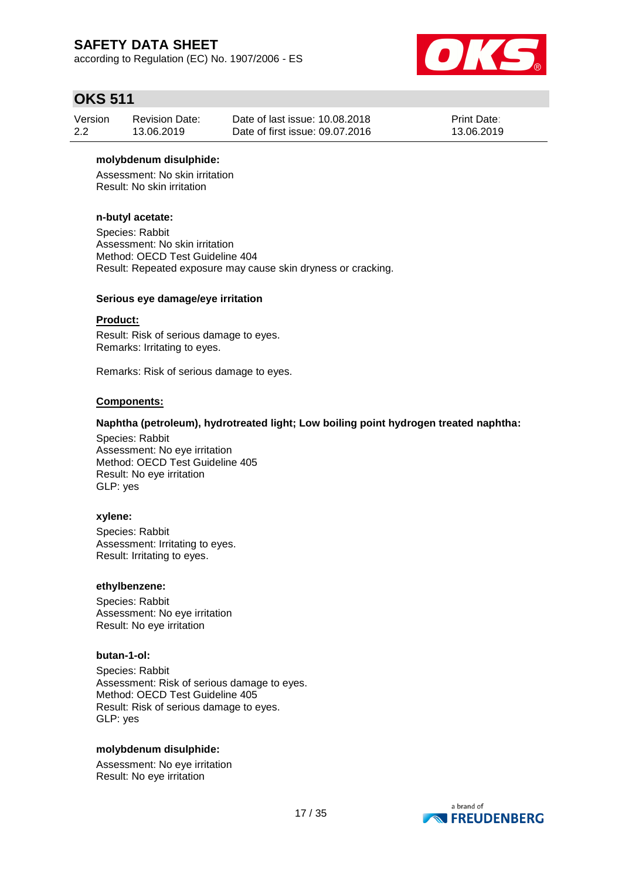**molybdenum disulphide:**

Assessment: No skin irritation
Result: No skin irritation

**n-butyl acetate:**

Species: Rabbit
Assessment: No skin irritation
Method: OECD Test Guideline 404
Result: Repeated exposure may cause skin dryness or cracking.

**Serious eye damage/eye irritation**

**Product:**

Result: Risk of serious damage to eyes.
Remarks: Irritating to eyes.

Remarks: Risk of serious damage to eyes.

**Components:**

**Naphtha (petroleum), hydrotreated light; Low boiling point hydrogen treated naphtha:**

Species: Rabbit
Assessment: No eye irritation
Method: OECD Test Guideline 405
Result: No eye irritation
GLP: yes

**xylene:**

Species: Rabbit
Assessment: Irritating to eyes.
Result: Irritating to eyes.

**ethylbenzene:**

Species: Rabbit
Assessment: No eye irritation
Result: No eye irritation

**butan-1-ol:**

Species: Rabbit
Assessment: Risk of serious damage to eyes.
Method: OECD Test Guideline 405
Result: Risk of serious damage to eyes.
GLP: yes

**molybdenum disulphide:**

Assessment: No eye irritation
Result: No eye irritation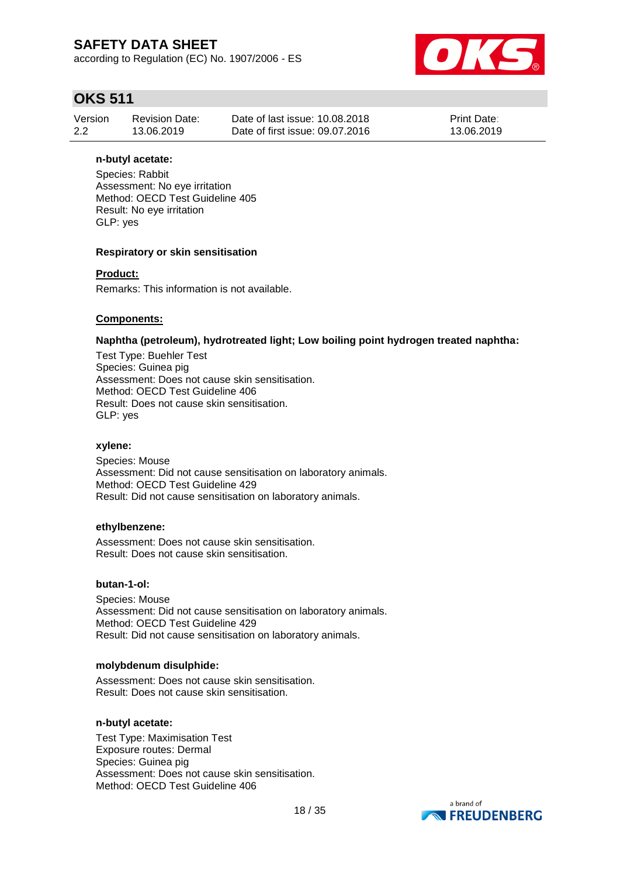**n-butyl acetate:**

Species: Rabbit
Assessment: No eye irritation
Method: OECD Test Guideline 405
Result: No eye irritation
GLP: yes

**Respiratory or skin sensitisation**

**Product:**

Remarks: This information is not available.

**Components:**

**Naphtha (petroleum), hydrotreated light; Low boiling point hydrogen treated naphtha:**

Test Type: Buehler Test
Species: Guinea pig
Assessment: Does not cause skin sensitisation.
Method: OECD Test Guideline 406
Result: Does not cause skin sensitisation.
GLP: yes

**xylene:**

Species: Mouse
Assessment: Did not cause sensitisation on laboratory animals.
Method: OECD Test Guideline 429
Result: Did not cause sensitisation on laboratory animals.

**ethylbenzene:**

Assessment: Does not cause skin sensitisation.
Result: Does not cause skin sensitisation.

**butan-1-ol:**

Species: Mouse
Assessment: Did not cause sensitisation on laboratory animals.
Method: OECD Test Guideline 429
Result: Did not cause sensitisation on laboratory animals.

**molybdenum disulphide:**

Assessment: Does not cause skin sensitisation.
Result: Does not cause skin sensitisation.

**n-butyl acetate:**

Test Type: Maximisation Test
Exposure routes: Dermal
Species: Guinea pig
Assessment: Does not cause skin sensitisation.
Method: OECD Test Guideline 406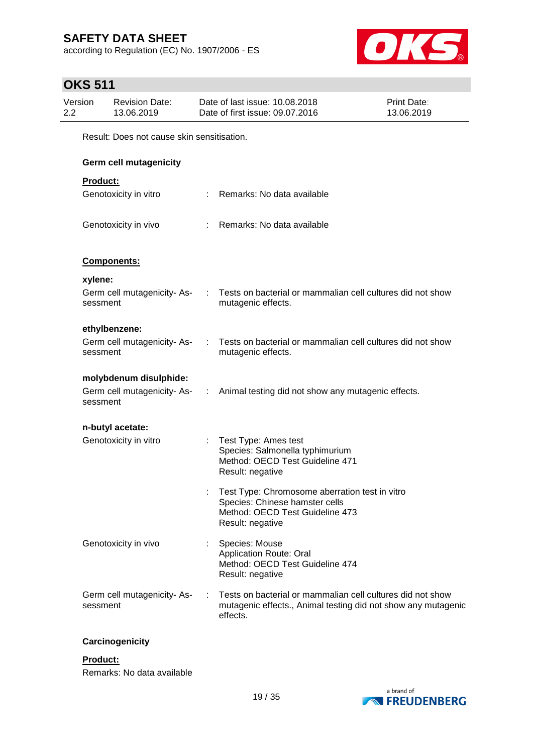Result: Does not cause skin sensitisation.

**Germ cell mutagenicity**

**Product:**

Genotoxicity in vitro : Remarks: No data available

Genotoxicity in vivo : Remarks: No data available

**Components:**

**xylene:**

Germ cell mutagenicity- Assessment : Tests on bacterial or mammalian cell cultures did not show mutagenic effects.

**ethylbenzene:**

Germ cell mutagenicity- Assessment : Tests on bacterial or mammalian cell cultures did not show mutagenic effects.

**molybdenum disulphide:**

Germ cell mutagenicity- Assessment : Animal testing did not show any mutagenic effects.

**n-butyl acetate:**

Genotoxicity in vitro : Test Type: Ames test
Species: Salmonella typhimurium
Method: OECD Test Guideline 471
Result: negative

: Test Type: Chromosome aberration test in vitro
Species: Chinese hamster cells
Method: OECD Test Guideline 473
Result: negative

Genotoxicity in vivo : Species: Mouse
Application Route: Oral
Method: OECD Test Guideline 474
Result: negative

Germ cell mutagenicity- Assessment : Tests on bacterial or mammalian cell cultures did not show mutagenic effects., Animal testing did not show any mutagenic effects.

**Carcinogenicity**

**Product:**

Remarks: No data available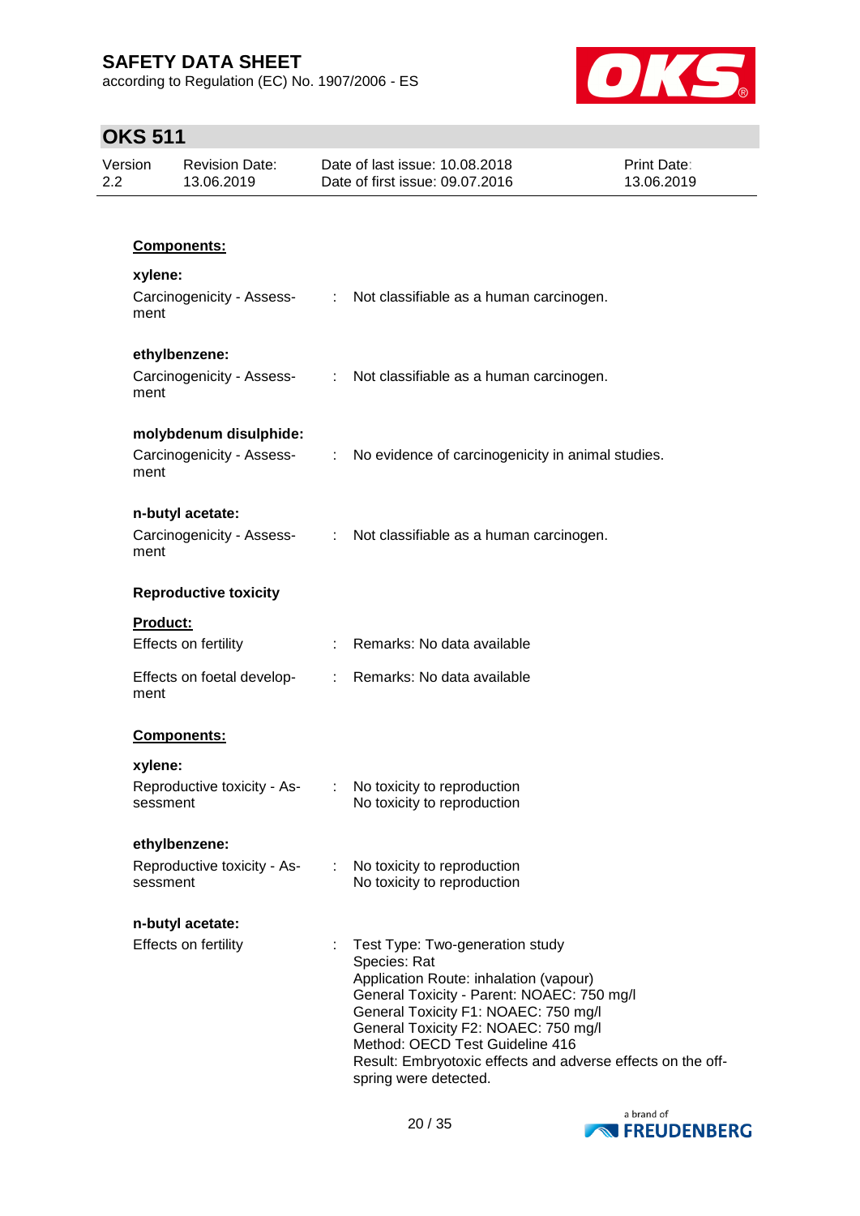**Components:**

**xylene:**

Carcinogenicity - Assessment : Not classifiable as a human carcinogen.

**ethylbenzene:**

Carcinogenicity - Assessment : Not classifiable as a human carcinogen.

**molybdenum disulphide:**

Carcinogenicity - Assessment : No evidence of carcinogenicity in animal studies.

**n-butyl acetate:**

Carcinogenicity - Assessment : Not classifiable as a human carcinogen.

**Reproductive toxicity**

**Product:**

Effects on fertility : Remarks: No data available

Effects on foetal development : Remarks: No data available

**Components:**

**xylene:**

Reproductive toxicity - Assessment : No toxicity to reproduction
No toxicity to reproduction

**ethylbenzene:**

Reproductive toxicity - Assessment : No toxicity to reproduction
No toxicity to reproduction

**n-butyl acetate:**

Effects on fertility : Test Type: Two-generation study
Species: Rat
Application Route: inhalation (vapour)
General Toxicity - Parent: NOAEC: 750 mg/l
General Toxicity F1: NOAEC: 750 mg/l
General Toxicity F2: NOAEC: 750 mg/l
Method: OECD Test Guideline 416
Result: Embryotoxic effects and adverse effects on the offspring were detected.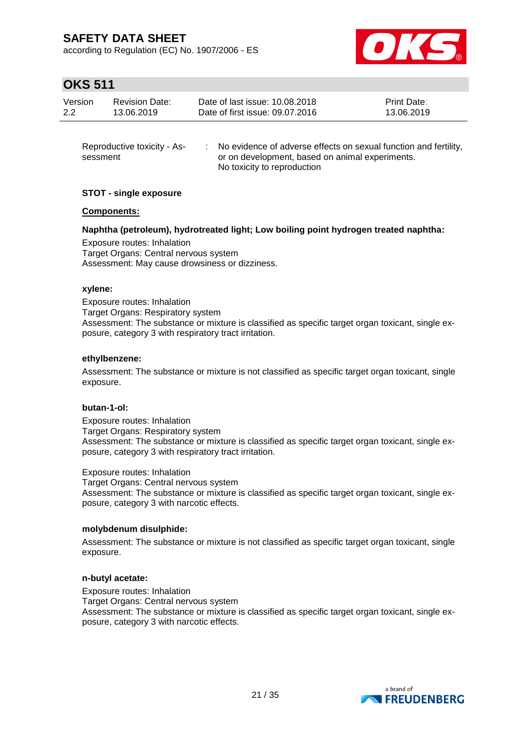| | | |
|---|---|---|
| Reproductive toxicity - Assessment | : | No evidence of adverse effects on sexual function and fertility, or on development, based on animal experiments.<br>No toxicity to reproduction |

**STOT - single exposure**

**Components:**

**Naphtha (petroleum), hydrotreated light; Low boiling point hydrogen treated naphtha:**

Exposure routes: Inhalation
Target Organs: Central nervous system
Assessment: May cause drowsiness or dizziness.

**xylene:**

Exposure routes: Inhalation
Target Organs: Respiratory system
Assessment: The substance or mixture is classified as specific target organ toxicant, single exposure, category 3 with respiratory tract irritation.

**ethylbenzene:**

Assessment: The substance or mixture is not classified as specific target organ toxicant, single exposure.

**butan-1-ol:**

Exposure routes: Inhalation
Target Organs: Respiratory system
Assessment: The substance or mixture is classified as specific target organ toxicant, single exposure, category 3 with respiratory tract irritation.

Exposure routes: Inhalation
Target Organs: Central nervous system
Assessment: The substance or mixture is classified as specific target organ toxicant, single exposure, category 3 with narcotic effects.

**molybdenum disulphide:**

Assessment: The substance or mixture is not classified as specific target organ toxicant, single exposure.

**n-butyl acetate:**

Exposure routes: Inhalation
Target Organs: Central nervous system
Assessment: The substance or mixture is classified as specific target organ toxicant, single exposure, category 3 with narcotic effects.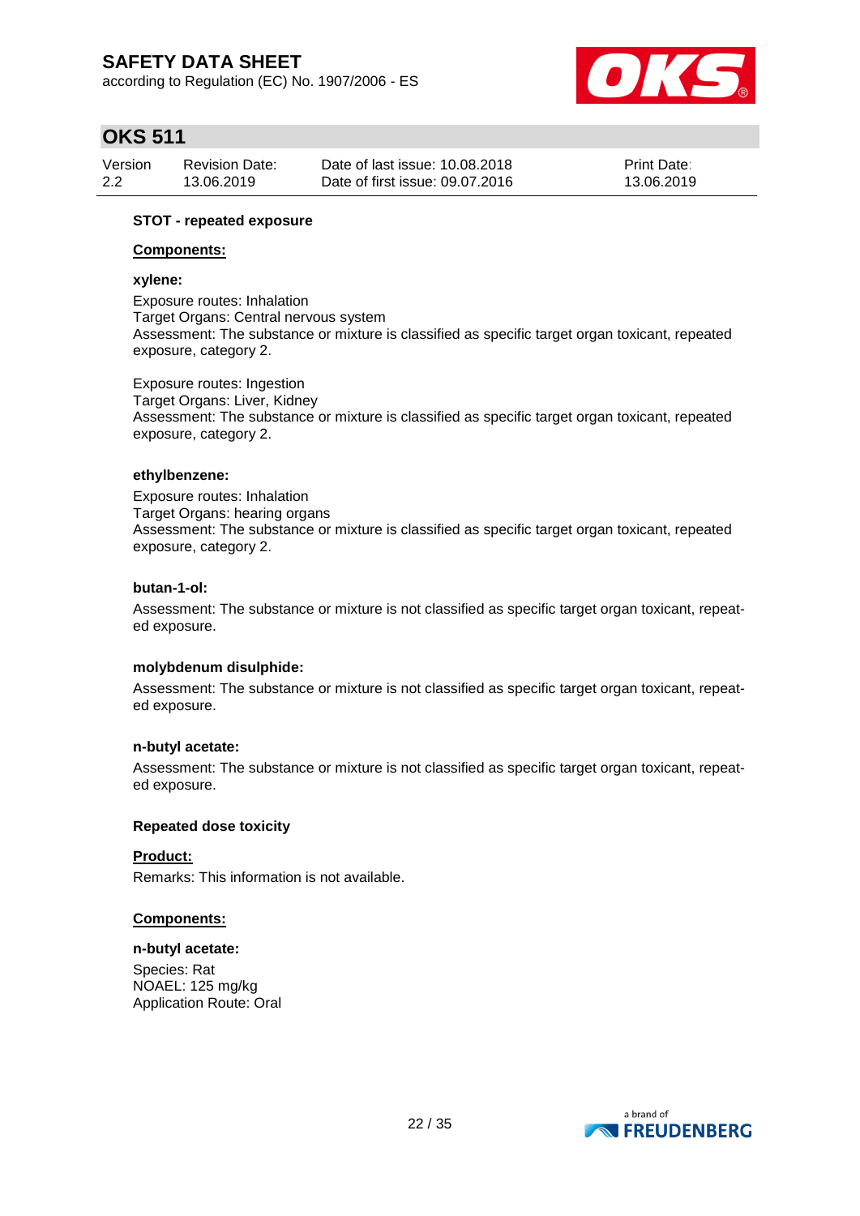**STOT - repeated exposure**

**Components:**

**xylene:**

Exposure routes: Inhalation
Target Organs: Central nervous system
Assessment: The substance or mixture is classified as specific target organ toxicant, repeated exposure, category 2.

Exposure routes: Ingestion
Target Organs: Liver, Kidney
Assessment: The substance or mixture is classified as specific target organ toxicant, repeated exposure, category 2.

**ethylbenzene:**

Exposure routes: Inhalation
Target Organs: hearing organs
Assessment: The substance or mixture is classified as specific target organ toxicant, repeated exposure, category 2.

**butan-1-ol:**

Assessment: The substance or mixture is not classified as specific target organ toxicant, repeated exposure.

**molybdenum disulphide:**

Assessment: The substance or mixture is not classified as specific target organ toxicant, repeated exposure.

**n-butyl acetate:**

Assessment: The substance or mixture is not classified as specific target organ toxicant, repeated exposure.

**Repeated dose toxicity**

**Product:**

Remarks: This information is not available.

**Components:**

**n-butyl acetate:**

Species: Rat
NOAEL: 125 mg/kg
Application Route: Oral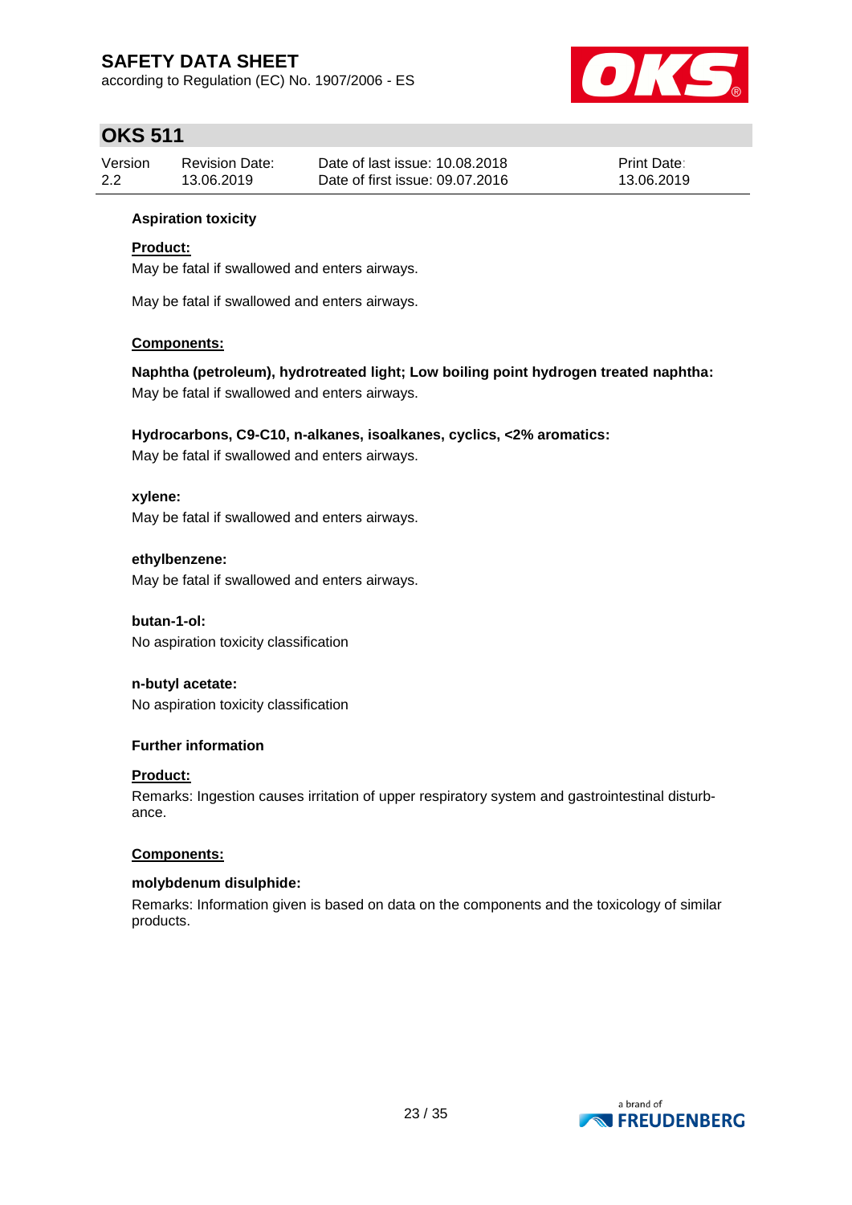**Aspiration toxicity**

**Product:**

May be fatal if swallowed and enters airways.

May be fatal if swallowed and enters airways.

**Components:**

**Naphtha (petroleum), hydrotreated light; Low boiling point hydrogen treated naphtha:**
May be fatal if swallowed and enters airways.

**Hydrocarbons, C9-C10, n-alkanes, isoalkanes, cyclics, <2% aromatics:**
May be fatal if swallowed and enters airways.

**xylene:**
May be fatal if swallowed and enters airways.

**ethylbenzene:**
May be fatal if swallowed and enters airways.

**butan-1-ol:**
No aspiration toxicity classification

**n-butyl acetate:**
No aspiration toxicity classification

**Further information**

**Product:**

Remarks: Ingestion causes irritation of upper respiratory system and gastrointestinal disturbance.

**Components:**

**molybdenum disulphide:**
Remarks: Information given is based on data on the components and the toxicology of similar products.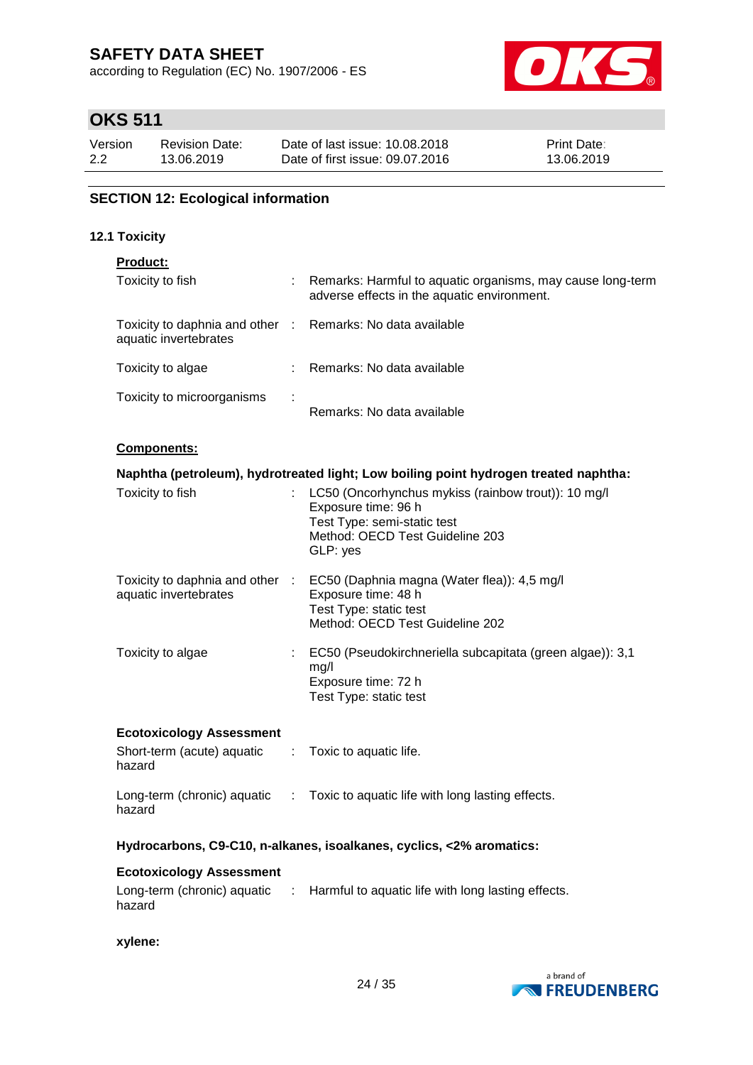## SECTION 12: Ecological information

### 12.1 Toxicity

**Product:**

| | | |
|---|---|---|
| Toxicity to fish | : | Remarks: Harmful to aquatic organisms, may cause long-term adverse effects in the aquatic environment. |
| Toxicity to daphnia and other aquatic invertebrates | : | Remarks: No data available |
| Toxicity to algae | : | Remarks: No data available |
| Toxicity to microorganisms | : | Remarks: No data available |

**Components:**

**Naphtha (petroleum), hydrotreated light; Low boiling point hydrogen treated naphtha:**

| | | |
|---|---|---|
| Toxicity to fish | : | LC50 (Oncorhynchus mykiss (rainbow trout)): 10 mg/l<br>Exposure time: 96 h<br>Test Type: semi-static test<br>Method: OECD Test Guideline 203<br>GLP: yes |
| Toxicity to daphnia and other aquatic invertebrates | : | EC50 (Daphnia magna (Water flea)): 4,5 mg/l<br>Exposure time: 48 h<br>Test Type: static test<br>Method: OECD Test Guideline 202 |
| Toxicity to algae | : | EC50 (Pseudokirchneriella subcapitata (green algae)): 3,1 mg/l<br>Exposure time: 72 h<br>Test Type: static test |

**Ecotoxicology Assessment**

| | | |
|---|---|---|
| Short-term (acute) aquatic hazard | : | Toxic to aquatic life. |
| Long-term (chronic) aquatic hazard | : | Toxic to aquatic life with long lasting effects. |

**Hydrocarbons, C9-C10, n-alkanes, isoalkanes, cyclics, <2% aromatics:**

**Ecotoxicology Assessment**

| | | |
|---|---|---|
| Long-term (chronic) aquatic hazard | : | Harmful to aquatic life with long lasting effects. |

**xylene:**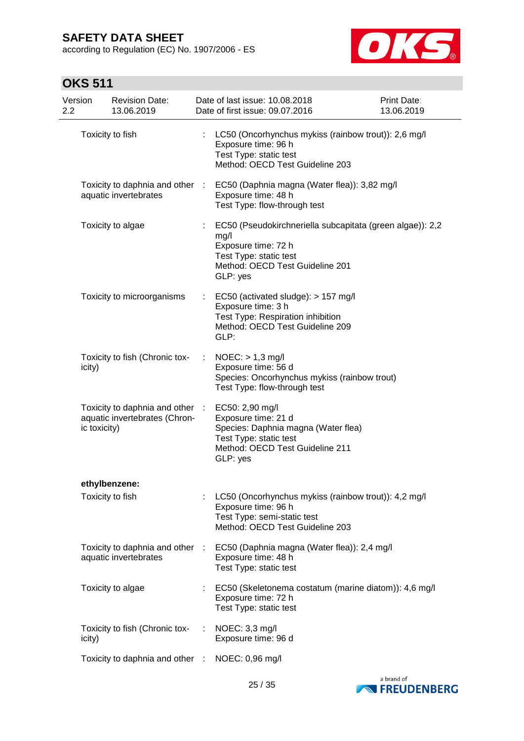| | | |
|---|---|---|
| Toxicity to fish | : | LC50 (Oncorhynchus mykiss (rainbow trout)): 2,6 mg/l<br>Exposure time: 96 h<br>Test Type: static test<br>Method: OECD Test Guideline 203 |
| Toxicity to daphnia and other aquatic invertebrates | : | EC50 (Daphnia magna (Water flea)): 3,82 mg/l<br>Exposure time: 48 h<br>Test Type: flow-through test |
| Toxicity to algae | : | EC50 (Pseudokirchneriella subcapitata (green algae)): 2,2 mg/l<br>Exposure time: 72 h<br>Test Type: static test<br>Method: OECD Test Guideline 201<br>GLP: yes |
| Toxicity to microorganisms | : | EC50 (activated sludge): > 157 mg/l<br>Exposure time: 3 h<br>Test Type: Respiration inhibition<br>Method: OECD Test Guideline 209<br>GLP: |
| Toxicity to fish (Chronic toxicity) | : | NOEC: > 1,3 mg/l<br>Exposure time: 56 d<br>Species: Oncorhynchus mykiss (rainbow trout)<br>Test Type: flow-through test |
| Toxicity to daphnia and other aquatic invertebrates (Chronic toxicity) | : | EC50: 2,90 mg/l<br>Exposure time: 21 d<br>Species: Daphnia magna (Water flea)<br>Test Type: static test<br>Method: OECD Test Guideline 211<br>GLP: yes |

**ethylbenzene:**

| | | |
|---|---|---|
| Toxicity to fish | : | LC50 (Oncorhynchus mykiss (rainbow trout)): 4,2 mg/l<br>Exposure time: 96 h<br>Test Type: semi-static test<br>Method: OECD Test Guideline 203 |
| Toxicity to daphnia and other aquatic invertebrates | : | EC50 (Daphnia magna (Water flea)): 2,4 mg/l<br>Exposure time: 48 h<br>Test Type: static test |
| Toxicity to algae | : | EC50 (Skeletonema costatum (marine diatom)): 4,6 mg/l<br>Exposure time: 72 h<br>Test Type: static test |
| Toxicity to fish (Chronic toxicity) | : | NOEC: 3,3 mg/l<br>Exposure time: 96 d |
| Toxicity to daphnia and other | : | NOEC: 0,96 mg/l |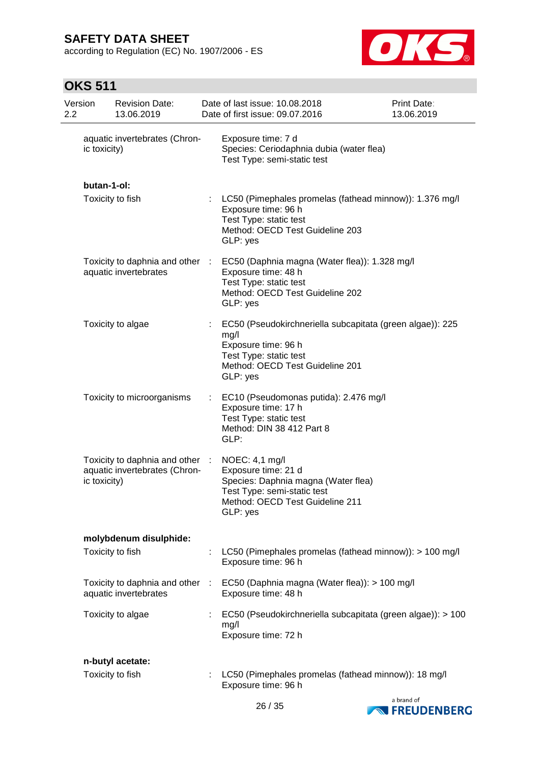aquatic invertebrates (Chronic toxicity) | Exposure time: 7 d
Species: Ceriodaphnia dubia (water flea)
Test Type: semi-static test

**butan-1-ol:**

| | | |
|---|---|---|
| Toxicity to fish | : | LC50 (Pimephales promelas (fathead minnow)): 1.376 mg/l<br>Exposure time: 96 h<br>Test Type: static test<br>Method: OECD Test Guideline 203<br>GLP: yes |
| Toxicity to daphnia and other aquatic invertebrates | : | EC50 (Daphnia magna (Water flea)): 1.328 mg/l<br>Exposure time: 48 h<br>Test Type: static test<br>Method: OECD Test Guideline 202<br>GLP: yes |
| Toxicity to algae | : | EC50 (Pseudokirchneriella subcapitata (green algae)): 225 mg/l<br>Exposure time: 96 h<br>Test Type: static test<br>Method: OECD Test Guideline 201<br>GLP: yes |
| Toxicity to microorganisms | : | EC10 (Pseudomonas putida): 2.476 mg/l<br>Exposure time: 17 h<br>Test Type: static test<br>Method: DIN 38 412 Part 8<br>GLP: |
| Toxicity to daphnia and other aquatic invertebrates (Chronic toxicity) | : | NOEC: 4,1 mg/l<br>Exposure time: 21 d<br>Species: Daphnia magna (Water flea)<br>Test Type: semi-static test<br>Method: OECD Test Guideline 211<br>GLP: yes |

**molybdenum disulphide:**

| | | |
|---|---|---|
| Toxicity to fish | : | LC50 (Pimephales promelas (fathead minnow)): > 100 mg/l<br>Exposure time: 96 h |
| Toxicity to daphnia and other aquatic invertebrates | : | EC50 (Daphnia magna (Water flea)): > 100 mg/l<br>Exposure time: 48 h |
| Toxicity to algae | : | EC50 (Pseudokirchneriella subcapitata (green algae)): > 100 mg/l<br>Exposure time: 72 h |

**n-butyl acetate:**

| | | |
|---|---|---|
| Toxicity to fish | : | LC50 (Pimephales promelas (fathead minnow)): 18 mg/l<br>Exposure time: 96 h |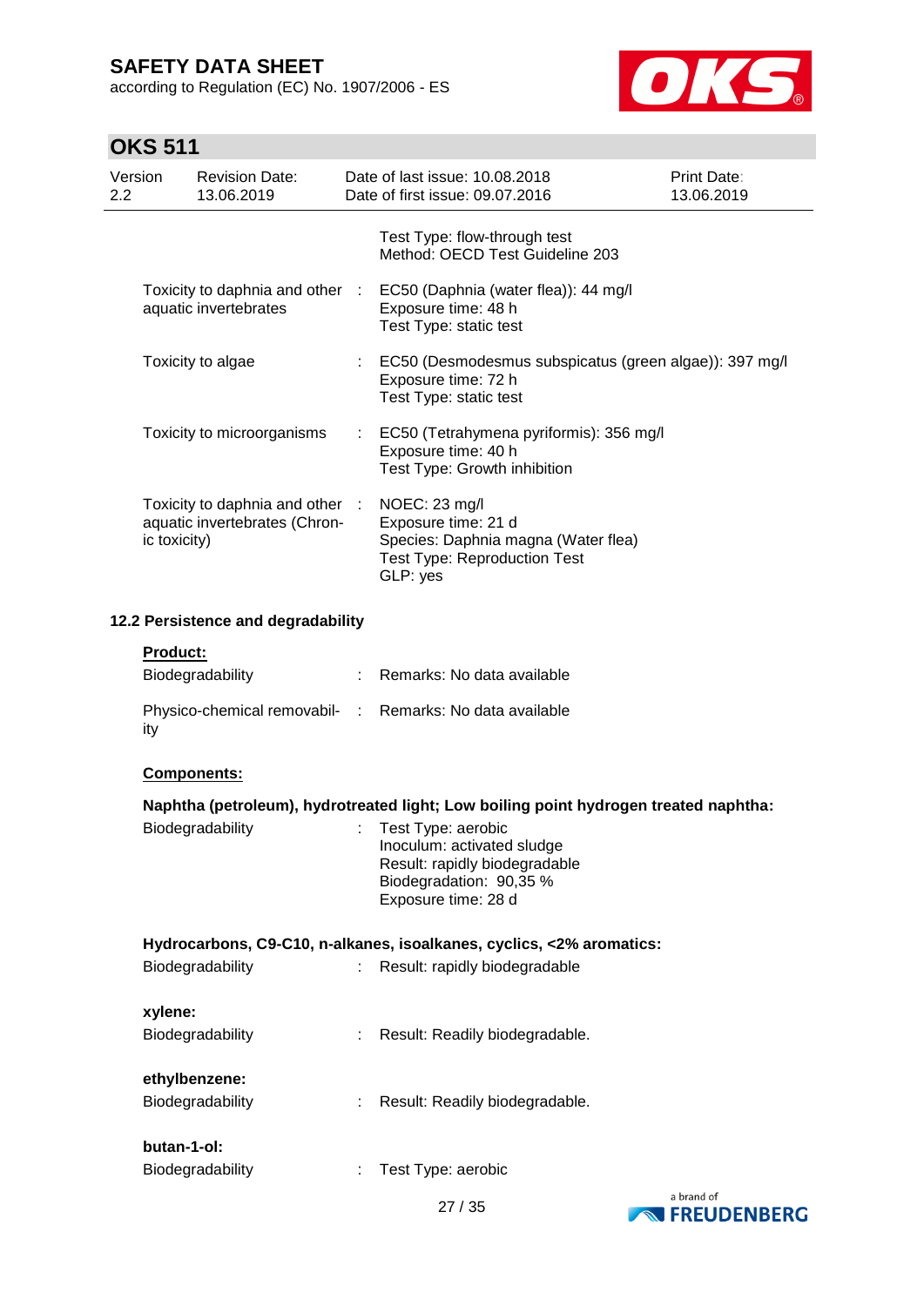| | | |
|---|---|---|
| | | Test Type: flow-through test<br>Method: OECD Test Guideline 203 |
| Toxicity to daphnia and other aquatic invertebrates | : | EC50 (Daphnia (water flea)): 44 mg/l<br>Exposure time: 48 h<br>Test Type: static test |
| Toxicity to algae | : | EC50 (Desmodesmus subspicatus (green algae)): 397 mg/l<br>Exposure time: 72 h<br>Test Type: static test |
| Toxicity to microorganisms | : | EC50 (Tetrahymena pyriformis): 356 mg/l<br>Exposure time: 40 h<br>Test Type: Growth inhibition |
| Toxicity to daphnia and other aquatic invertebrates (Chronic toxicity) | : | NOEC: 23 mg/l<br>Exposure time: 21 d<br>Species: Daphnia magna (Water flea)<br>Test Type: Reproduction Test<br>GLP: yes |

### 12.2 Persistence and degradability

**Product:**

| | | |
|---|---|---|
| Biodegradability | : | Remarks: No data available |
| Physico-chemical removability | : | Remarks: No data available |

**Components:**

**Naphtha (petroleum), hydrotreated light; Low boiling point hydrogen treated naphtha:**

| | | |
|---|---|---|
| Biodegradability | : | Test Type: aerobic<br>Inoculum: activated sludge<br>Result: rapidly biodegradable<br>Biodegradation: 90,35 %<br>Exposure time: 28 d |

**Hydrocarbons, C9-C10, n-alkanes, isoalkanes, cyclics, <2% aromatics:**

| | | |
|---|---|---|
| Biodegradability | : | Result: rapidly biodegradable |

**xylene:**

| | | |
|---|---|---|
| Biodegradability | : | Result: Readily biodegradable. |

**ethylbenzene:**

| | | |
|---|---|---|
| Biodegradability | : | Result: Readily biodegradable. |

**butan-1-ol:**

| | | |
|---|---|---|
| Biodegradability | : | Test Type: aerobic |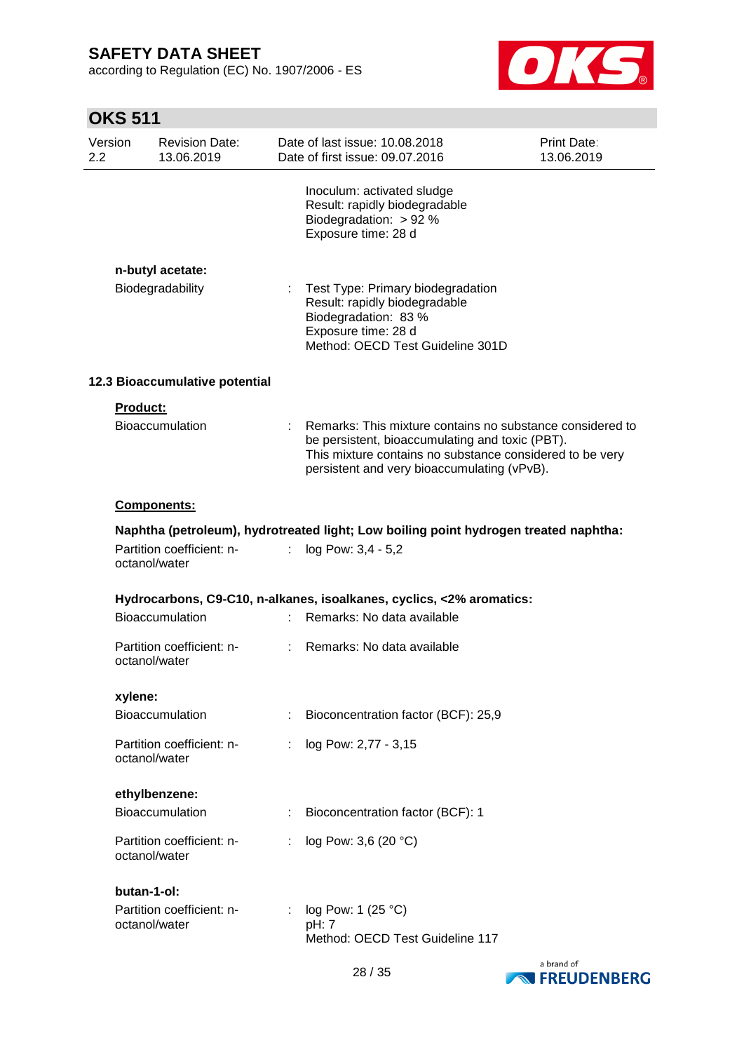Inoculum: activated sludge
Result: rapidly biodegradable
Biodegradation: > 92 %
Exposure time: 28 d

**n-butyl acetate:**

Biodegradability : Test Type: Primary biodegradation
Result: rapidly biodegradable
Biodegradation: 83 %
Exposure time: 28 d
Method: OECD Test Guideline 301D

### 12.3 Bioaccumulative potential

**Product:**

Bioaccumulation : Remarks: This mixture contains no substance considered to be persistent, bioaccumulating and toxic (PBT).
This mixture contains no substance considered to be very persistent and very bioaccumulating (vPvB).

**Components:**

**Naphtha (petroleum), hydrotreated light; Low boiling point hydrogen treated naphtha:**

Partition coefficient: n-octanol/water : log Pow: 3,4 - 5,2

**Hydrocarbons, C9-C10, n-alkanes, isoalkanes, cyclics, <2% aromatics:**

Bioaccumulation : Remarks: No data available

Partition coefficient: n-octanol/water : Remarks: No data available

**xylene:**

Bioaccumulation : Bioconcentration factor (BCF): 25,9

Partition coefficient: n-octanol/water : log Pow: 2,77 - 3,15

**ethylbenzene:**

Bioaccumulation : Bioconcentration factor (BCF): 1

Partition coefficient: n-octanol/water : log Pow: 3,6 (20 °C)

**butan-1-ol:**

Partition coefficient: n-octanol/water : log Pow: 1 (25 °C)
pH: 7
Method: OECD Test Guideline 117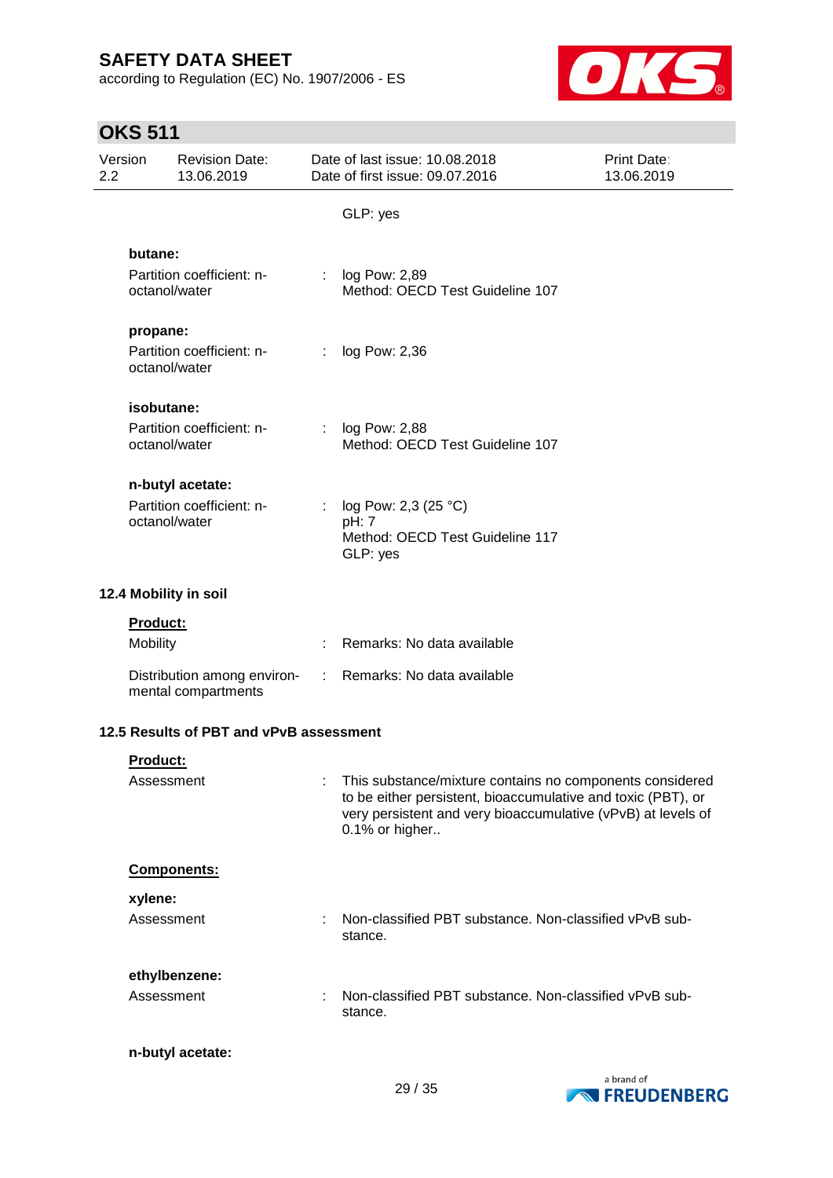GLP: yes

**butane:**

| | | |
|---|---|---|
| Partition coefficient: n-octanol/water | : | log Pow: 2,89<br>Method: OECD Test Guideline 107 |

**propane:**

| | | |
|---|---|---|
| Partition coefficient: n-octanol/water | : | log Pow: 2,36 |

**isobutane:**

| | | |
|---|---|---|
| Partition coefficient: n-octanol/water | : | log Pow: 2,88<br>Method: OECD Test Guideline 107 |

**n-butyl acetate:**

| | | |
|---|---|---|
| Partition coefficient: n-octanol/water | : | log Pow: 2,3 (25 °C)<br>pH: 7<br>Method: OECD Test Guideline 117<br>GLP: yes |

### 12.4 Mobility in soil

**Product:**

| | | |
|---|---|---|
| Mobility | : | Remarks: No data available |
| Distribution among environmental compartments | : | Remarks: No data available |

### 12.5 Results of PBT and vPvB assessment

**Product:**

| | | |
|---|---|---|
| Assessment | : | This substance/mixture contains no components considered to be either persistent, bioaccumulative and toxic (PBT), or very persistent and very bioaccumulative (vPvB) at levels of 0.1% or higher.. |

**Components:**

**xylene:**

| | | |
|---|---|---|
| Assessment | : | Non-classified PBT substance. Non-classified vPvB substance. |

**ethylbenzene:**

| | | |
|---|---|---|
| Assessment | : | Non-classified PBT substance. Non-classified vPvB substance. |

**n-butyl acetate:**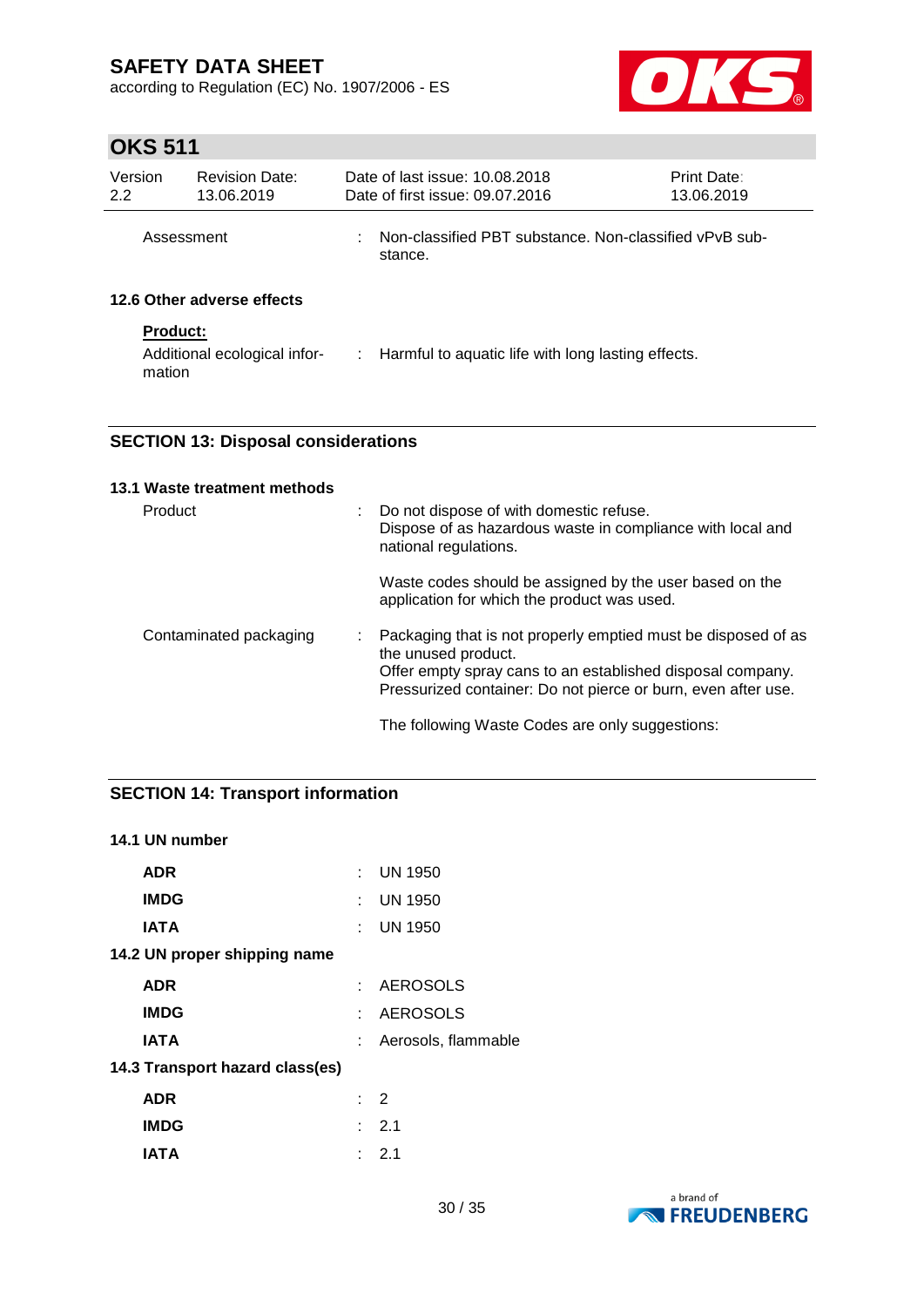| Assessment | : | Non-classified PBT substance. Non-classified vPvB substance. |
|---|---|---|

**12.6 Other adverse effects**

**Product:**

| Additional ecological information | : | Harmful to aquatic life with long lasting effects. |
|---|---|---|

## SECTION 13: Disposal considerations

**13.1 Waste treatment methods**

| | | |
|---|---|---|
| Product | : | Do not dispose of with domestic refuse.<br>Dispose of as hazardous waste in compliance with local and national regulations.<br><br>Waste codes should be assigned by the user based on the application for which the product was used. |
| Contaminated packaging | : | Packaging that is not properly emptied must be disposed of as the unused product.<br>Offer empty spray cans to an established disposal company.<br>Pressurized container: Do not pierce or burn, even after use.<br><br>The following Waste Codes are only suggestions: |

## SECTION 14: Transport information

**14.1 UN number**

| | | |
|---|---|---|
| **ADR** | : | UN 1950 |
| **IMDG** | : | UN 1950 |
| **IATA** | : | UN 1950 |

**14.2 UN proper shipping name**

| | | |
|---|---|---|
| **ADR** | : | AEROSOLS |
| **IMDG** | : | AEROSOLS |
| **IATA** | : | Aerosols, flammable |

**14.3 Transport hazard class(es)**

| | | |
|---|---|---|
| **ADR** | : | 2 |
| **IMDG** | : | 2.1 |
| **IATA** | : | 2.1 |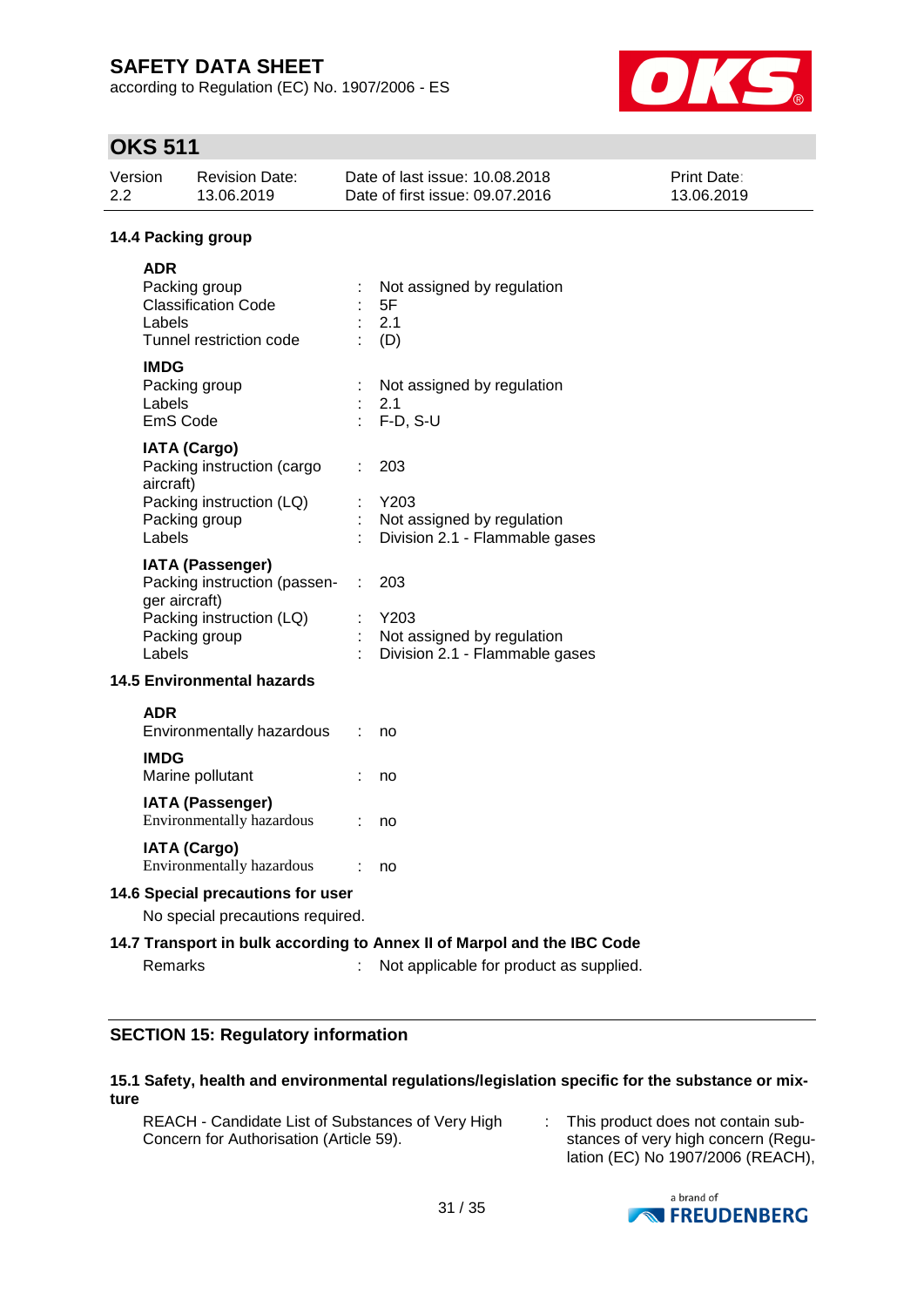### 14.4 Packing group

**ADR**

| | | |
|---|---|---|
| Packing group | : | Not assigned by regulation |
| Classification Code | : | 5F |
| Labels | : | 2.1 |
| Tunnel restriction code | : | (D) |

**IMDG**

| | | |
|---|---|---|
| Packing group | : | Not assigned by regulation |
| Labels | : | 2.1 |
| EmS Code | : | F-D, S-U |

**IATA (Cargo)**

| | | |
|---|---|---|
| Packing instruction (cargo aircraft) | : | 203 |
| Packing instruction (LQ) | : | Y203 |
| Packing group | : | Not assigned by regulation |
| Labels | : | Division 2.1 - Flammable gases |

**IATA (Passenger)**

| | | |
|---|---|---|
| Packing instruction (passenger aircraft) | : | 203 |
| Packing instruction (LQ) | : | Y203 |
| Packing group | : | Not assigned by regulation |
| Labels | : | Division 2.1 - Flammable gases |

### 14.5 Environmental hazards

**ADR**

Environmentally hazardous : no

**IMDG**

Marine pollutant : no

**IATA (Passenger)**

Environmentally hazardous : no

**IATA (Cargo)**

Environmentally hazardous : no

### 14.6 Special precautions for user

No special precautions required.

### 14.7 Transport in bulk according to Annex II of Marpol and the IBC Code

Remarks : Not applicable for product as supplied.

## SECTION 15: Regulatory information

### 15.1 Safety, health and environmental regulations/legislation specific for the substance or mixture

REACH - Candidate List of Substances of Very High Concern for Authorisation (Article 59). : This product does not contain substances of very high concern (Regulation (EC) No 1907/2006 (REACH),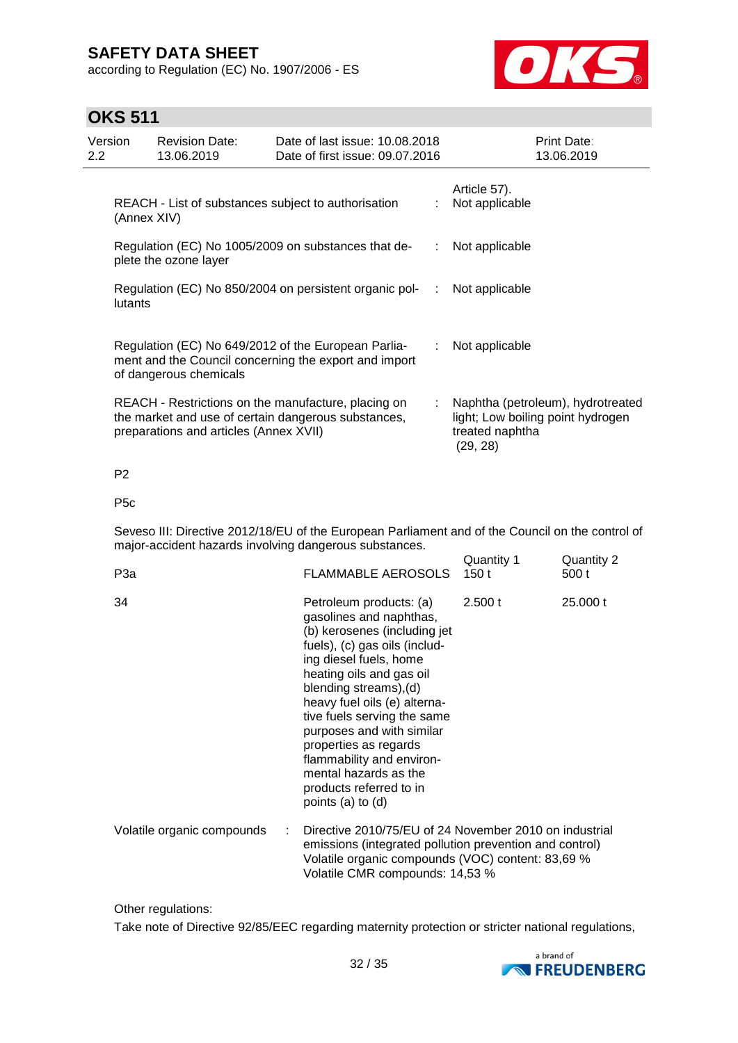Article 57).

| | | |
|---|---|---|
| REACH - List of substances subject to authorisation (Annex XIV) | : | Not applicable |
| Regulation (EC) No 1005/2009 on substances that deplete the ozone layer | : | Not applicable |
| Regulation (EC) No 850/2004 on persistent organic pollutants | : | Not applicable |
| Regulation (EC) No 649/2012 of the European Parliament and the Council concerning the export and import of dangerous chemicals | : | Not applicable |
| REACH - Restrictions on the manufacture, placing on the market and use of certain dangerous substances, preparations and articles (Annex XVII) | : | Naphtha (petroleum), hydrotreated light; Low boiling point hydrogen treated naphtha (29, 28) |

P2

P5c

Seveso III: Directive 2012/18/EU of the European Parliament and of the Council on the control of major-accident hazards involving dangerous substances.

| | | Quantity 1 | Quantity 2 |
|---|---|---|---|
| P3a | FLAMMABLE AEROSOLS | 150 t | 500 t |
| 34 | Petroleum products: (a) gasolines and naphthas, (b) kerosenes (including jet fuels), (c) gas oils (including diesel fuels, home heating oils and gas oil blending streams),(d) heavy fuel oils (e) alternative fuels serving the same purposes and with similar properties as regards flammability and environmental hazards as the products referred to in points (a) to (d) | 2.500 t | 25.000 t |

Volatile organic compounds : Directive 2010/75/EU of 24 November 2010 on industrial emissions (integrated pollution prevention and control)
Volatile organic compounds (VOC) content: 83,69 %
Volatile CMR compounds: 14,53 %

Other regulations:

Take note of Directive 92/85/EEC regarding maternity protection or stricter national regulations,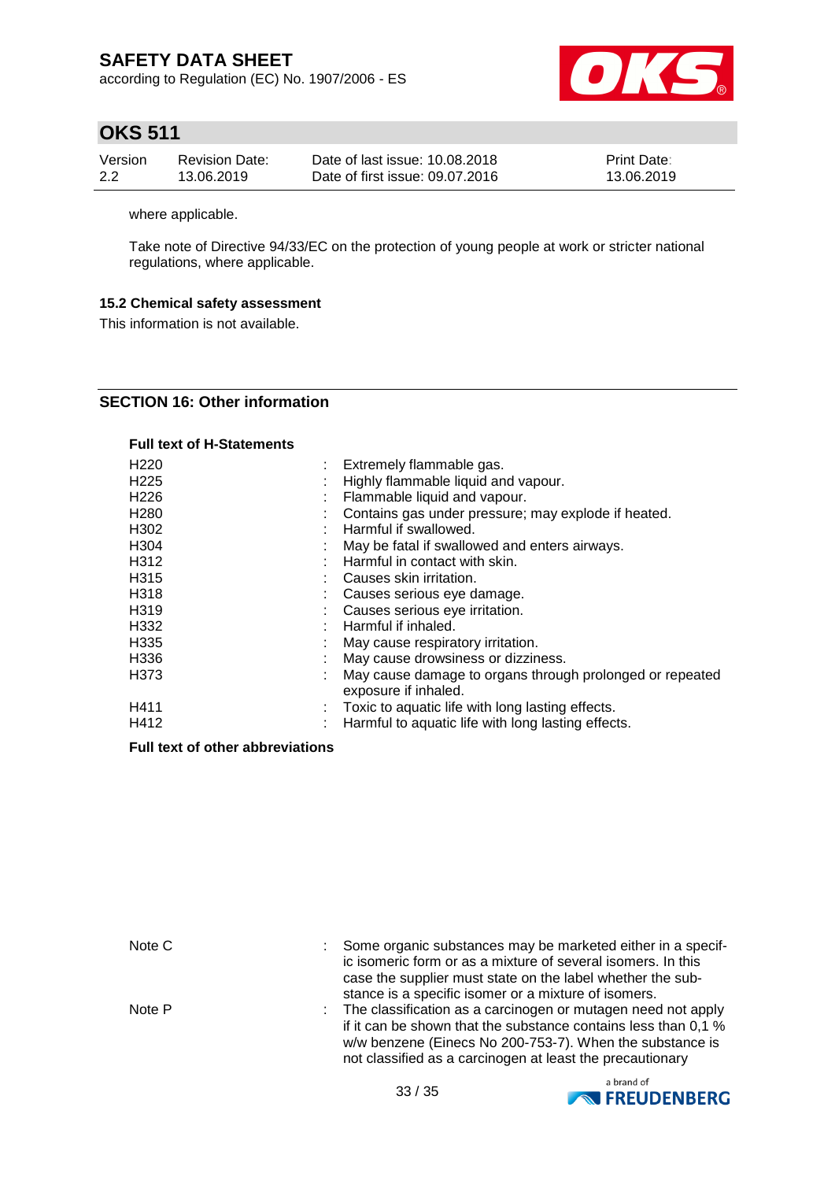where applicable.

Take note of Directive 94/33/EC on the protection of young people at work or stricter national regulations, where applicable.

### 15.2 Chemical safety assessment

This information is not available.

## SECTION 16: Other information

**Full text of H-Statements**

| | | |
|---|---|---|
| H220 | : | Extremely flammable gas. |
| H225 | : | Highly flammable liquid and vapour. |
| H226 | : | Flammable liquid and vapour. |
| H280 | : | Contains gas under pressure; may explode if heated. |
| H302 | : | Harmful if swallowed. |
| H304 | : | May be fatal if swallowed and enters airways. |
| H312 | : | Harmful in contact with skin. |
| H315 | : | Causes skin irritation. |
| H318 | : | Causes serious eye damage. |
| H319 | : | Causes serious eye irritation. |
| H332 | : | Harmful if inhaled. |
| H335 | : | May cause respiratory irritation. |
| H336 | : | May cause drowsiness or dizziness. |
| H373 | : | May cause damage to organs through prolonged or repeated exposure if inhaled. |
| H411 | : | Toxic to aquatic life with long lasting effects. |
| H412 | : | Harmful to aquatic life with long lasting effects. |

**Full text of other abbreviations**

| | | |
|---|---|---|
| Note C | : | Some organic substances may be marketed either in a specific isomeric form or as a mixture of several isomers. In this case the supplier must state on the label whether the substance is a specific isomer or a mixture of isomers. |
| Note P | : | The classification as a carcinogen or mutagen need not apply if it can be shown that the substance contains less than 0,1 % w/w benzene (Einecs No 200-753-7). When the substance is not classified as a carcinogen at least the precautionary |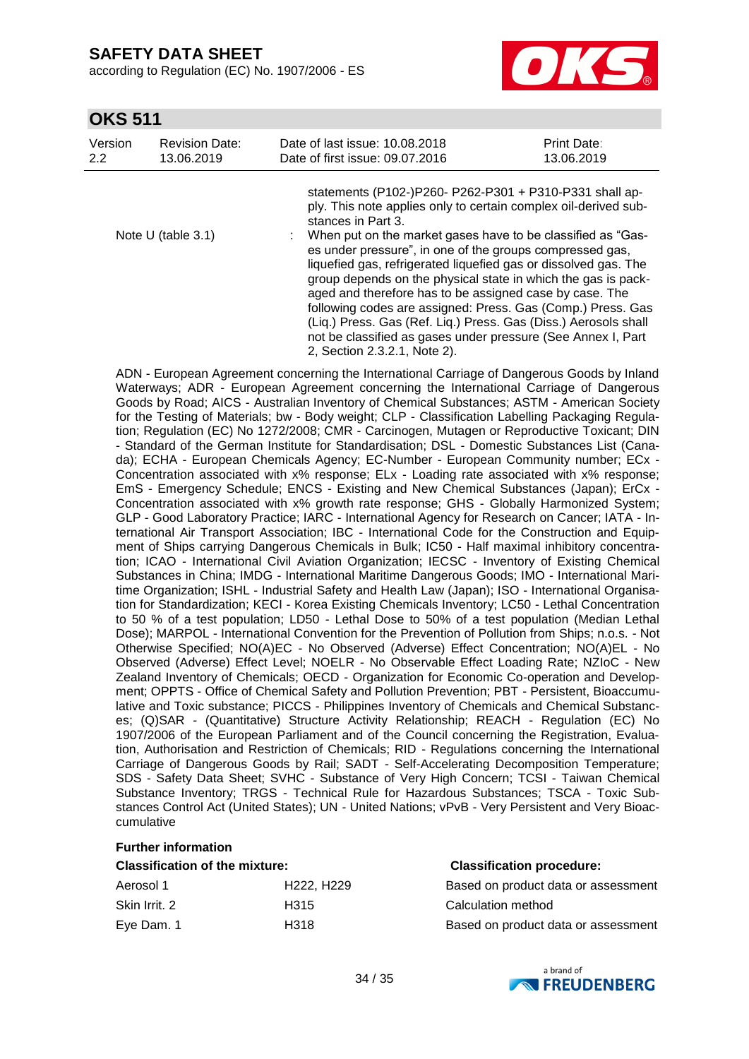statements (P102-)P260- P262-P301 + P310-P331 shall apply. This note applies only to certain complex oil-derived substances in Part 3.

Note U (table 3.1) : When put on the market gases have to be classified as "Gases under pressure", in one of the groups compressed gas, liquefied gas, refrigerated liquefied gas or dissolved gas. The group depends on the physical state in which the gas is packaged and therefore has to be assigned case by case. The following codes are assigned: Press. Gas (Comp.) Press. Gas (Liq.) Press. Gas (Ref. Liq.) Press. Gas (Diss.) Aerosols shall not be classified as gases under pressure (See Annex I, Part 2, Section 2.3.2.1, Note 2).

ADN - European Agreement concerning the International Carriage of Dangerous Goods by Inland Waterways; ADR - European Agreement concerning the International Carriage of Dangerous Goods by Road; AICS - Australian Inventory of Chemical Substances; ASTM - American Society for the Testing of Materials; bw - Body weight; CLP - Classification Labelling Packaging Regulation; Regulation (EC) No 1272/2008; CMR - Carcinogen, Mutagen or Reproductive Toxicant; DIN - Standard of the German Institute for Standardisation; DSL - Domestic Substances List (Canada); ECHA - European Chemicals Agency; EC-Number - European Community number; ECx - Concentration associated with x% response; ELx - Loading rate associated with x% response; EmS - Emergency Schedule; ENCS - Existing and New Chemical Substances (Japan); ErCx - Concentration associated with x% growth rate response; GHS - Globally Harmonized System; GLP - Good Laboratory Practice; IARC - International Agency for Research on Cancer; IATA - International Air Transport Association; IBC - International Code for the Construction and Equipment of Ships carrying Dangerous Chemicals in Bulk; IC50 - Half maximal inhibitory concentration; ICAO - International Civil Aviation Organization; IECSC - Inventory of Existing Chemical Substances in China; IMDG - International Maritime Dangerous Goods; IMO - International Maritime Organization; ISHL - Industrial Safety and Health Law (Japan); ISO - International Organisation for Standardization; KECI - Korea Existing Chemicals Inventory; LC50 - Lethal Concentration to 50 % of a test population; LD50 - Lethal Dose to 50% of a test population (Median Lethal Dose); MARPOL - International Convention for the Prevention of Pollution from Ships; n.o.s. - Not Otherwise Specified; NO(A)EC - No Observed (Adverse) Effect Concentration; NO(A)EL - No Observed (Adverse) Effect Level; NOELR - No Observable Effect Loading Rate; NZIoC - New Zealand Inventory of Chemicals; OECD - Organization for Economic Co-operation and Development; OPPTS - Office of Chemical Safety and Pollution Prevention; PBT - Persistent, Bioaccumulative and Toxic substance; PICCS - Philippines Inventory of Chemicals and Chemical Substances; (Q)SAR - (Quantitative) Structure Activity Relationship; REACH - Regulation (EC) No 1907/2006 of the European Parliament and of the Council concerning the Registration, Evaluation, Authorisation and Restriction of Chemicals; RID - Regulations concerning the International Carriage of Dangerous Goods by Rail; SADT - Self-Accelerating Decomposition Temperature; SDS - Safety Data Sheet; SVHC - Substance of Very High Concern; TCSI - Taiwan Chemical Substance Inventory; TRGS - Technical Rule for Hazardous Substances; TSCA - Toxic Substances Control Act (United States); UN - United Nations; vPvB - Very Persistent and Very Bioaccumulative

**Further information**

| Classification of the mixture: | | Classification procedure: |
|---|---|---|
| Aerosol 1 | H222, H229 | Based on product data or assessment |
| Skin Irrit. 2 | H315 | Calculation method |
| Eye Dam. 1 | H318 | Based on product data or assessment |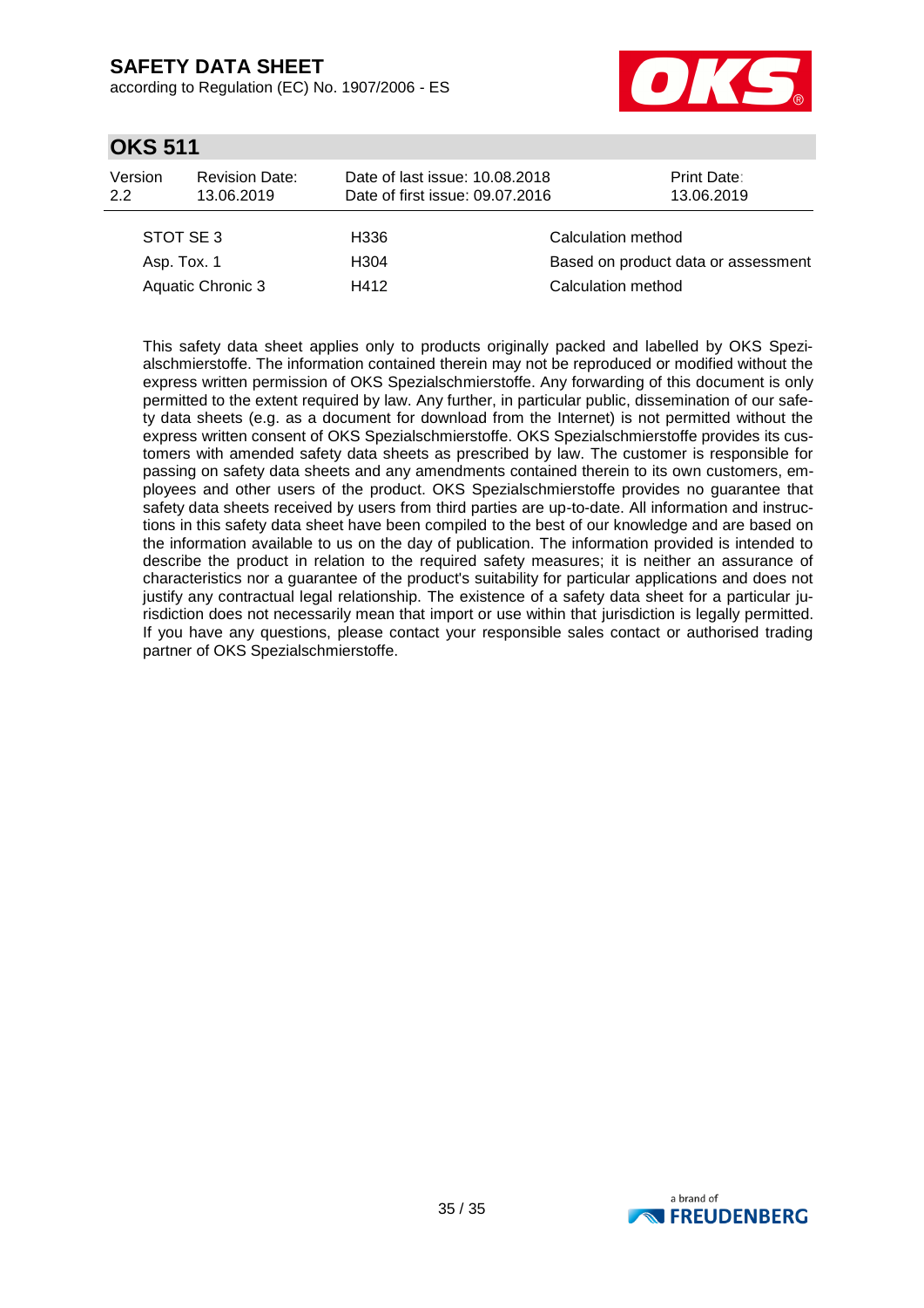| | | |
|---|---|---|
| STOT SE 3 | H336 | Calculation method |
| Asp. Tox. 1 | H304 | Based on product data or assessment |
| Aquatic Chronic 3 | H412 | Calculation method |

This safety data sheet applies only to products originally packed and labelled by OKS Spezialschmierstoffe. The information contained therein may not be reproduced or modified without the express written permission of OKS Spezialschmierstoffe. Any forwarding of this document is only permitted to the extent required by law. Any further, in particular public, dissemination of our safety data sheets (e.g. as a document for download from the Internet) is not permitted without the express written consent of OKS Spezialschmierstoffe. OKS Spezialschmierstoffe provides its customers with amended safety data sheets as prescribed by law. The customer is responsible for passing on safety data sheets and any amendments contained therein to its own customers, employees and other users of the product. OKS Spezialschmierstoffe provides no guarantee that safety data sheets received by users from third parties are up-to-date. All information and instructions in this safety data sheet have been compiled to the best of our knowledge and are based on the information available to us on the day of publication. The information provided is intended to describe the product in relation to the required safety measures; it is neither an assurance of characteristics nor a guarantee of the product's suitability for particular applications and does not justify any contractual legal relationship. The existence of a safety data sheet for a particular jurisdiction does not necessarily mean that import or use within that jurisdiction is legally permitted. If you have any questions, please contact your responsible sales contact or authorised trading partner of OKS Spezialschmierstoffe.